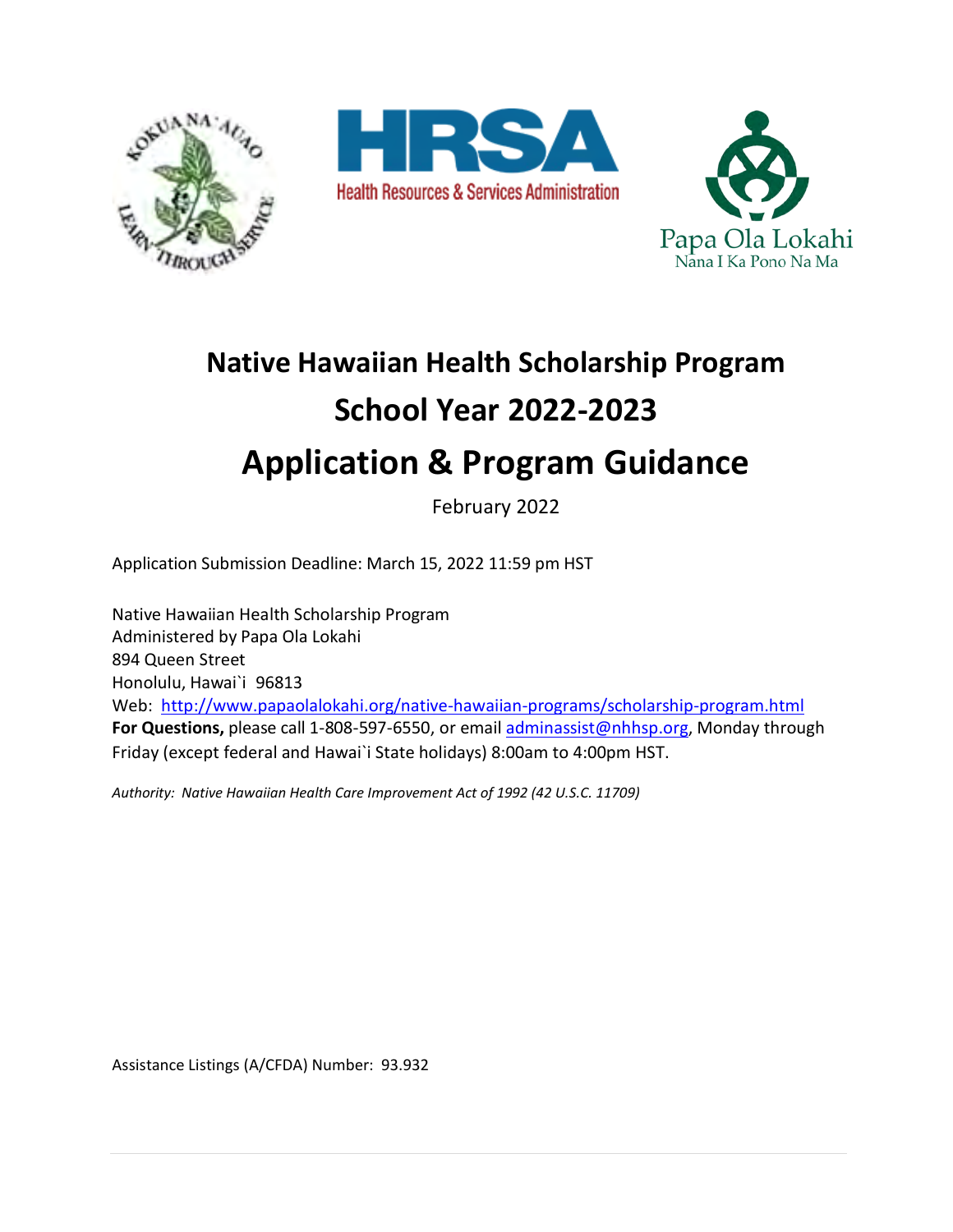# Native Hawaiian Health Scholarship Program

## School Year 2022-2023

# Application & Program Guidance

February 2022

Application Submission Deadline: March 15, 2022 11:59 pm HST

Native Hawaiian Health Scholarship Program
Administered by Papa Ola Lokahi
894 Queen Street
Honolulu, Hawai`i 96813
Web: [http://www.papaolalokahi.org/native-hawaiian-programs/scholarship-program.html](http://www.papaolalokahi.org/native-hawaiian-programs/scholarship-program.html)
**For Questions,** please call 1-808-597-6550, or email [adminassist@nhhsp.org](mailto:adminassist@nhhsp.org), Monday through Friday (except federal and Hawai`i State holidays) 8:00am to 4:00pm HST.

*Authority: Native Hawaiian Health Care Improvement Act of 1992 (42 U.S.C. 11709)*

Assistance Listings (A/CFDA) Number: 93.932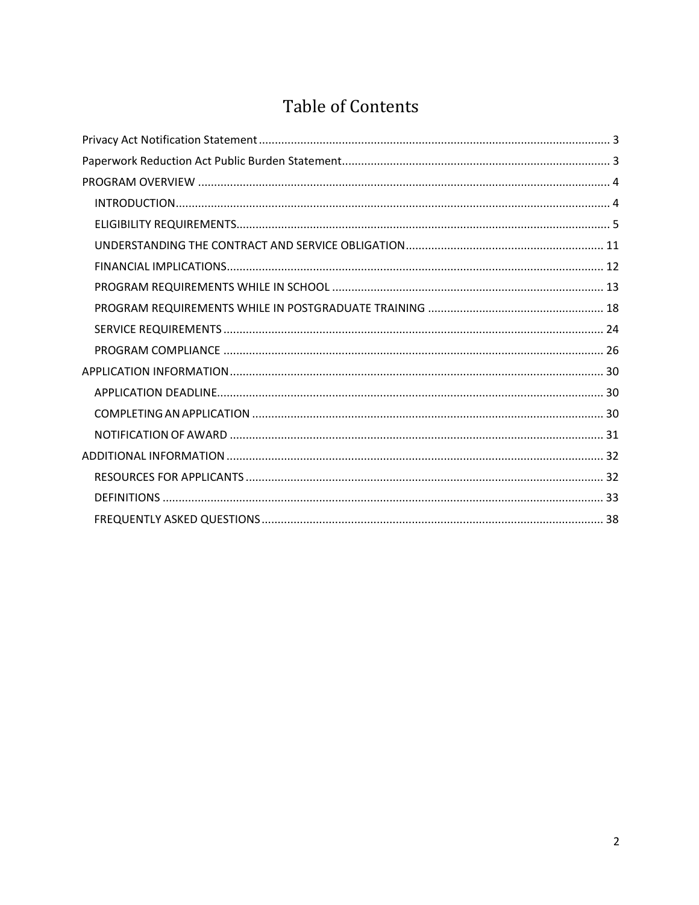# Table of Contents

- Privacy Act Notification Statement ........ 3
- Paperwork Reduction Act Public Burden Statement ........ 3
- PROGRAM OVERVIEW ........ 4
  - INTRODUCTION ........ 4
  - ELIGIBILITY REQUIREMENTS ........ 5
  - UNDERSTANDING THE CONTRACT AND SERVICE OBLIGATION ........ 11
  - FINANCIAL IMPLICATIONS ........ 12
  - PROGRAM REQUIREMENTS WHILE IN SCHOOL ........ 13
  - PROGRAM REQUIREMENTS WHILE IN POSTGRADUATE TRAINING ........ 18
  - SERVICE REQUIREMENTS ........ 24
  - PROGRAM COMPLIANCE ........ 26
- APPLICATION INFORMATION ........ 30
  - APPLICATION DEADLINE ........ 30
  - COMPLETING AN APPLICATION ........ 30
  - NOTIFICATION OF AWARD ........ 31
- ADDITIONAL INFORMATION ........ 32
  - RESOURCES FOR APPLICANTS ........ 32
  - DEFINITIONS ........ 33
  - FREQUENTLY ASKED QUESTIONS ........ 38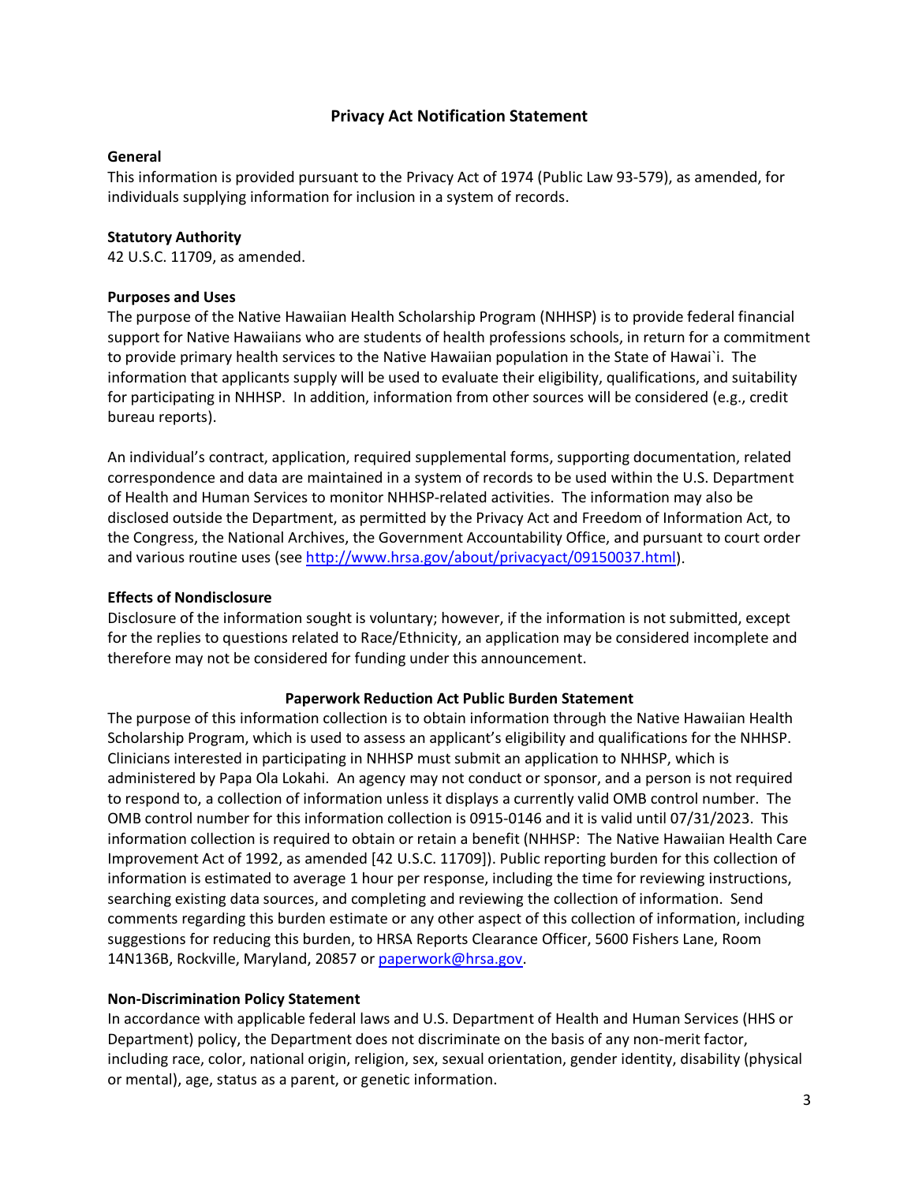## Privacy Act Notification Statement

**General**

This information is provided pursuant to the Privacy Act of 1974 (Public Law 93-579), as amended, for individuals supplying information for inclusion in a system of records.

**Statutory Authority**

42 U.S.C. 11709, as amended.

**Purposes and Uses**

The purpose of the Native Hawaiian Health Scholarship Program (NHHSP) is to provide federal financial support for Native Hawaiians who are students of health professions schools, in return for a commitment to provide primary health services to the Native Hawaiian population in the State of Hawai`i. The information that applicants supply will be used to evaluate their eligibility, qualifications, and suitability for participating in NHHSP. In addition, information from other sources will be considered (e.g., credit bureau reports).

An individual's contract, application, required supplemental forms, supporting documentation, related correspondence and data are maintained in a system of records to be used within the U.S. Department of Health and Human Services to monitor NHHSP-related activities. The information may also be disclosed outside the Department, as permitted by the Privacy Act and Freedom of Information Act, to the Congress, the National Archives, the Government Accountability Office, and pursuant to court order and various routine uses (see [http://www.hrsa.gov/about/privacyact/09150037.html](http://www.hrsa.gov/about/privacyact/09150037.html)).

**Effects of Nondisclosure**

Disclosure of the information sought is voluntary; however, if the information is not submitted, except for the replies to questions related to Race/Ethnicity, an application may be considered incomplete and therefore may not be considered for funding under this announcement.

## Paperwork Reduction Act Public Burden Statement

The purpose of this information collection is to obtain information through the Native Hawaiian Health Scholarship Program, which is used to assess an applicant's eligibility and qualifications for the NHHSP. Clinicians interested in participating in NHHSP must submit an application to NHHSP, which is administered by Papa Ola Lokahi. An agency may not conduct or sponsor, and a person is not required to respond to, a collection of information unless it displays a currently valid OMB control number. The OMB control number for this information collection is 0915-0146 and it is valid until 07/31/2023. This information collection is required to obtain or retain a benefit (NHHSP: The Native Hawaiian Health Care Improvement Act of 1992, as amended [42 U.S.C. 11709]). Public reporting burden for this collection of information is estimated to average 1 hour per response, including the time for reviewing instructions, searching existing data sources, and completing and reviewing the collection of information. Send comments regarding this burden estimate or any other aspect of this collection of information, including suggestions for reducing this burden, to HRSA Reports Clearance Officer, 5600 Fishers Lane, Room 14N136B, Rockville, Maryland, 20857 or [paperwork@hrsa.gov](mailto:paperwork@hrsa.gov).

**Non-Discrimination Policy Statement**

In accordance with applicable federal laws and U.S. Department of Health and Human Services (HHS or Department) policy, the Department does not discriminate on the basis of any non-merit factor, including race, color, national origin, religion, sex, sexual orientation, gender identity, disability (physical or mental), age, status as a parent, or genetic information.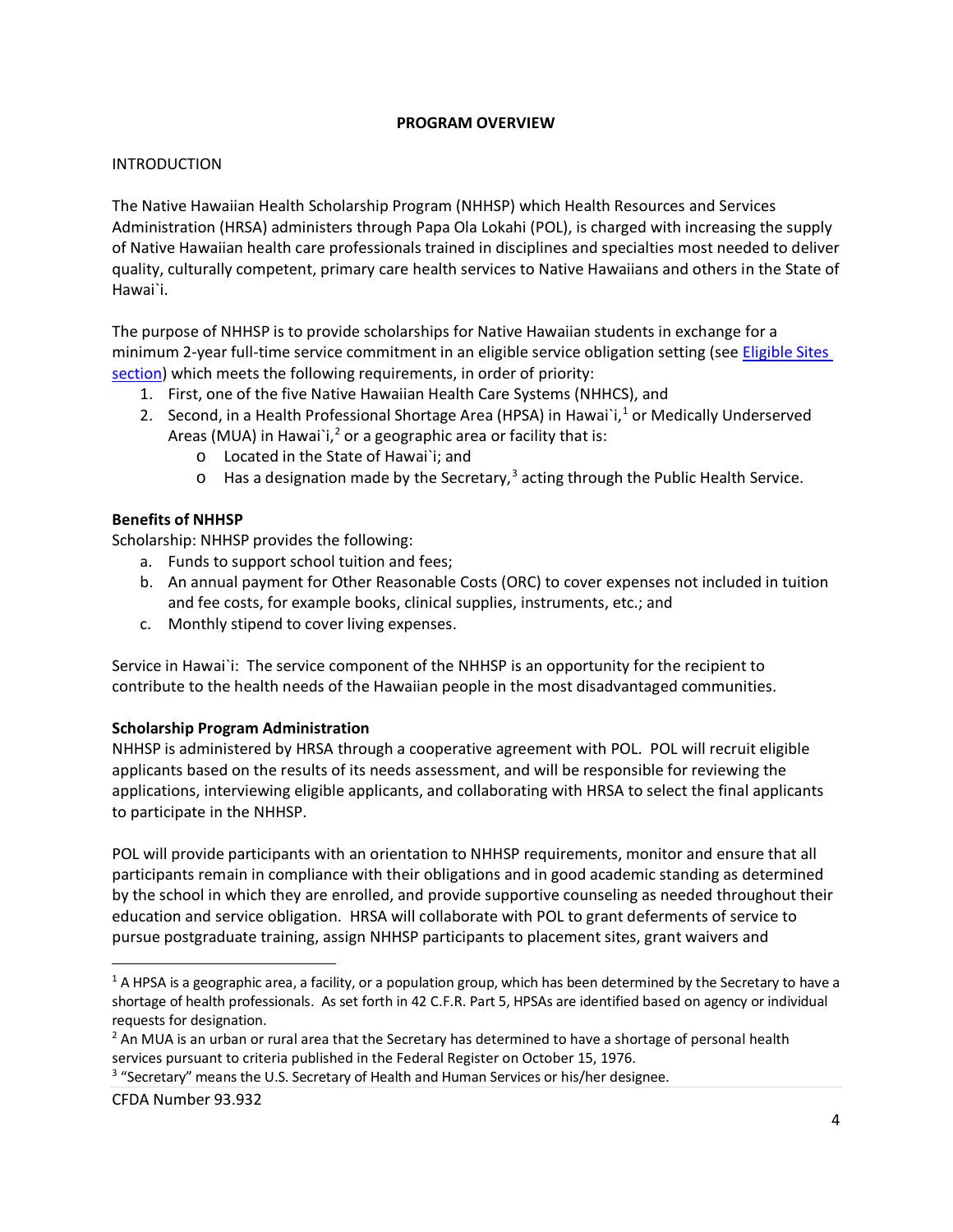## PROGRAM OVERVIEW

INTRODUCTION

The Native Hawaiian Health Scholarship Program (NHHSP) which Health Resources and Services Administration (HRSA) administers through Papa Ola Lokahi (POL), is charged with increasing the supply of Native Hawaiian health care professionals trained in disciplines and specialties most needed to deliver quality, culturally competent, primary care health services to Native Hawaiians and others in the State of Hawai`i.

The purpose of NHHSP is to provide scholarships for Native Hawaiian students in exchange for a minimum 2-year full-time service commitment in an eligible service obligation setting (see Eligible Sites section) which meets the following requirements, in order of priority:

1. First, one of the five Native Hawaiian Health Care Systems (NHHCS), and
2. Second, in a Health Professional Shortage Area (HPSA) in Hawai`i,[1] or Medically Underserved Areas (MUA) in Hawai`i,[2] or a geographic area or facility that is:
   - Located in the State of Hawai`i; and
   - Has a designation made by the Secretary,[3] acting through the Public Health Service.

**Benefits of NHHSP**

Scholarship: NHHSP provides the following:

a. Funds to support school tuition and fees;
b. An annual payment for Other Reasonable Costs (ORC) to cover expenses not included in tuition and fee costs, for example books, clinical supplies, instruments, etc.; and
c. Monthly stipend to cover living expenses.

Service in Hawai`i: The service component of the NHHSP is an opportunity for the recipient to contribute to the health needs of the Hawaiian people in the most disadvantaged communities.

**Scholarship Program Administration**

NHHSP is administered by HRSA through a cooperative agreement with POL. POL will recruit eligible applicants based on the results of its needs assessment, and will be responsible for reviewing the applications, interviewing eligible applicants, and collaborating with HRSA to select the final applicants to participate in the NHHSP.

POL will provide participants with an orientation to NHHSP requirements, monitor and ensure that all participants remain in compliance with their obligations and in good academic standing as determined by the school in which they are enrolled, and provide supportive counseling as needed throughout their education and service obligation. HRSA will collaborate with POL to grant deferments of service to pursue postgraduate training, assign NHHSP participants to placement sites, grant waivers and

---

[1] A HPSA is a geographic area, a facility, or a population group, which has been determined by the Secretary to have a shortage of health professionals. As set forth in 42 C.F.R. Part 5, HPSAs are identified based on agency or individual requests for designation.

[2] An MUA is an urban or rural area that the Secretary has determined to have a shortage of personal health services pursuant to criteria published in the Federal Register on October 15, 1976.

[3] "Secretary" means the U.S. Secretary of Health and Human Services or his/her designee.

CFDA Number 93.932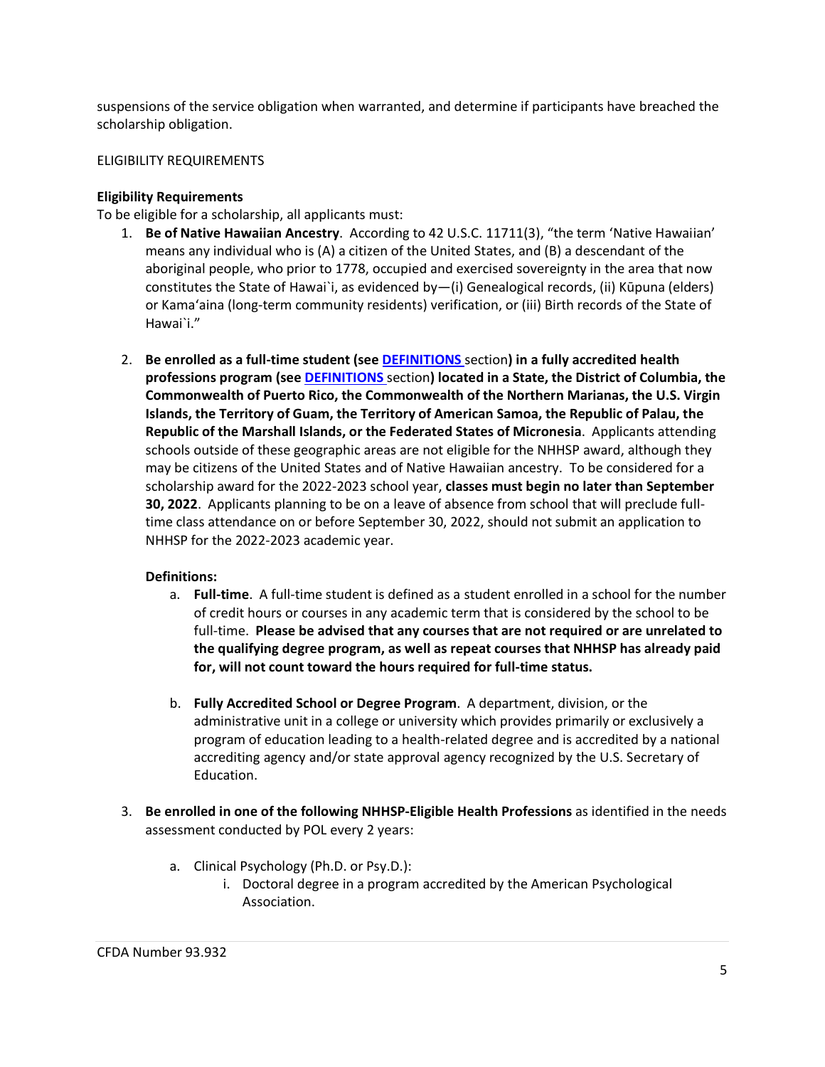suspensions of the service obligation when warranted, and determine if participants have breached the scholarship obligation.

ELIGIBILITY REQUIREMENTS

**Eligibility Requirements**

To be eligible for a scholarship, all applicants must:

1. **Be of Native Hawaiian Ancestry**. According to 42 U.S.C. 11711(3), "the term 'Native Hawaiian' means any individual who is (A) a citizen of the United States, and (B) a descendant of the aboriginal people, who prior to 1778, occupied and exercised sovereignty in the area that now constitutes the State of Hawai`i, as evidenced by—(i) Genealogical records, (ii) Kūpuna (elders) or Kama'aina (long-term community residents) verification, or (iii) Birth records of the State of Hawai`i."

2. **Be enrolled as a full-time student (see [DEFINITIONS](#) section) in a fully accredited health professions program (see [DEFINITIONS](#) section) located in a State, the District of Columbia, the Commonwealth of Puerto Rico, the Commonwealth of the Northern Marianas, the U.S. Virgin Islands, the Territory of Guam, the Territory of American Samoa, the Republic of Palau, the Republic of the Marshall Islands, or the Federated States of Micronesia**. Applicants attending schools outside of these geographic areas are not eligible for the NHHSP award, although they may be citizens of the United States and of Native Hawaiian ancestry. To be considered for a scholarship award for the 2022-2023 school year, **classes must begin no later than September 30, 2022**. Applicants planning to be on a leave of absence from school that will preclude full-time class attendance on or before September 30, 2022, should not submit an application to NHHSP for the 2022-2023 academic year.

   **Definitions:**

   a. **Full-time**. A full-time student is defined as a student enrolled in a school for the number of credit hours or courses in any academic term that is considered by the school to be full-time. **Please be advised that any courses that are not required or are unrelated to the qualifying degree program, as well as repeat courses that NHHSP has already paid for, will not count toward the hours required for full-time status.**

   b. **Fully Accredited School or Degree Program**. A department, division, or the administrative unit in a college or university which provides primarily or exclusively a program of education leading to a health-related degree and is accredited by a national accrediting agency and/or state approval agency recognized by the U.S. Secretary of Education.

3. **Be enrolled in one of the following NHHSP-Eligible Health Professions** as identified in the needs assessment conducted by POL every 2 years:

   a. Clinical Psychology (Ph.D. or Psy.D.):
      i. Doctoral degree in a program accredited by the American Psychological Association.

CFDA Number 93.932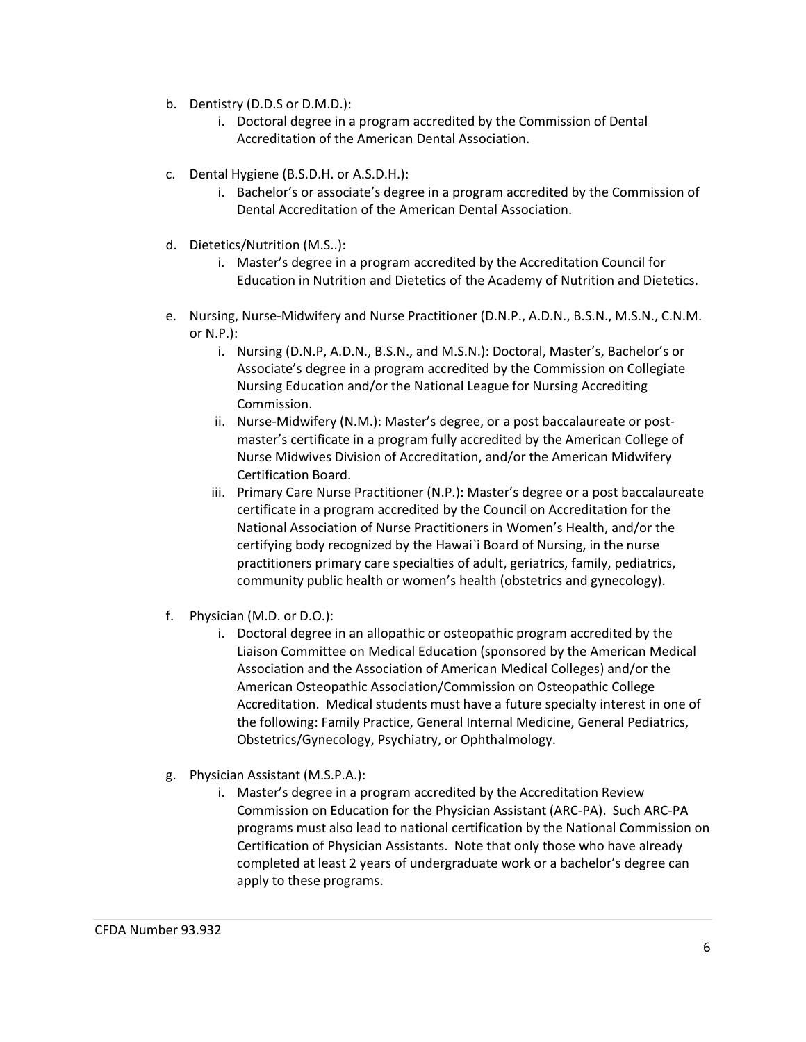b. Dentistry (D.D.S or D.M.D.):
   i. Doctoral degree in a program accredited by the Commission of Dental Accreditation of the American Dental Association.

c. Dental Hygiene (B.S.D.H. or A.S.D.H.):
   i. Bachelor's or associate's degree in a program accredited by the Commission of Dental Accreditation of the American Dental Association.

d. Dietetics/Nutrition (M.S..):
   i. Master's degree in a program accredited by the Accreditation Council for Education in Nutrition and Dietetics of the Academy of Nutrition and Dietetics.

e. Nursing, Nurse-Midwifery and Nurse Practitioner (D.N.P., A.D.N., B.S.N., M.S.N., C.N.M. or N.P.):
   i. Nursing (D.N.P, A.D.N., B.S.N., and M.S.N.): Doctoral, Master's, Bachelor's or Associate's degree in a program accredited by the Commission on Collegiate Nursing Education and/or the National League for Nursing Accrediting Commission.
   ii. Nurse-Midwifery (N.M.): Master's degree, or a post baccalaureate or post-master's certificate in a program fully accredited by the American College of Nurse Midwives Division of Accreditation, and/or the American Midwifery Certification Board.
   iii. Primary Care Nurse Practitioner (N.P.): Master's degree or a post baccalaureate certificate in a program accredited by the Council on Accreditation for the National Association of Nurse Practitioners in Women's Health, and/or the certifying body recognized by the Hawai`i Board of Nursing, in the nurse practitioners primary care specialties of adult, geriatrics, family, pediatrics, community public health or women's health (obstetrics and gynecology).

f. Physician (M.D. or D.O.):
   i. Doctoral degree in an allopathic or osteopathic program accredited by the Liaison Committee on Medical Education (sponsored by the American Medical Association and the Association of American Medical Colleges) and/or the American Osteopathic Association/Commission on Osteopathic College Accreditation. Medical students must have a future specialty interest in one of the following: Family Practice, General Internal Medicine, General Pediatrics, Obstetrics/Gynecology, Psychiatry, or Ophthalmology.

g. Physician Assistant (M.S.P.A.):
   i. Master's degree in a program accredited by the Accreditation Review Commission on Education for the Physician Assistant (ARC-PA). Such ARC-PA programs must also lead to national certification by the National Commission on Certification of Physician Assistants. Note that only those who have already completed at least 2 years of undergraduate work or a bachelor's degree can apply to these programs.

CFDA Number 93.932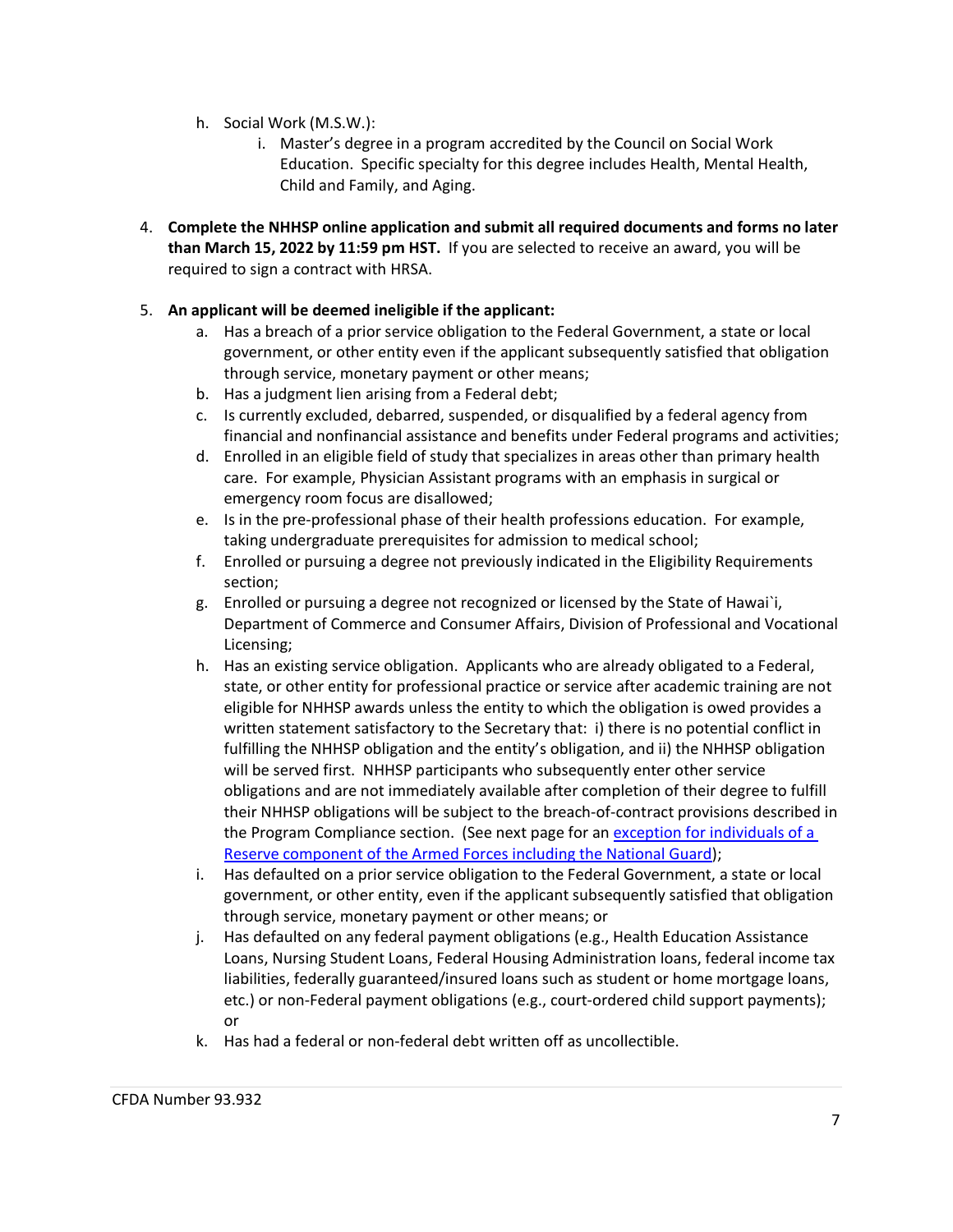h. Social Work (M.S.W.):
   i. Master's degree in a program accredited by the Council on Social Work Education. Specific specialty for this degree includes Health, Mental Health, Child and Family, and Aging.

4. **Complete the NHHSP online application and submit all required documents and forms no later than March 15, 2022 by 11:59 pm HST.** If you are selected to receive an award, you will be required to sign a contract with HRSA.

5. **An applicant will be deemed ineligible if the applicant:**
   a. Has a breach of a prior service obligation to the Federal Government, a state or local government, or other entity even if the applicant subsequently satisfied that obligation through service, monetary payment or other means;
   b. Has a judgment lien arising from a Federal debt;
   c. Is currently excluded, debarred, suspended, or disqualified by a federal agency from financial and nonfinancial assistance and benefits under Federal programs and activities;
   d. Enrolled in an eligible field of study that specializes in areas other than primary health care. For example, Physician Assistant programs with an emphasis in surgical or emergency room focus are disallowed;
   e. Is in the pre-professional phase of their health professions education. For example, taking undergraduate prerequisites for admission to medical school;
   f. Enrolled or pursuing a degree not previously indicated in the Eligibility Requirements section;
   g. Enrolled or pursuing a degree not recognized or licensed by the State of Hawai`i, Department of Commerce and Consumer Affairs, Division of Professional and Vocational Licensing;
   h. Has an existing service obligation. Applicants who are already obligated to a Federal, state, or other entity for professional practice or service after academic training are not eligible for NHHSP awards unless the entity to which the obligation is owed provides a written statement satisfactory to the Secretary that: i) there is no potential conflict in fulfilling the NHHSP obligation and the entity's obligation, and ii) the NHHSP obligation will be served first. NHHSP participants who subsequently enter other service obligations and are not immediately available after completion of their degree to fulfill their NHHSP obligations will be subject to the breach-of-contract provisions described in the Program Compliance section. (See next page for an exception for individuals of a Reserve component of the Armed Forces including the National Guard);
   i. Has defaulted on a prior service obligation to the Federal Government, a state or local government, or other entity, even if the applicant subsequently satisfied that obligation through service, monetary payment or other means; or
   j. Has defaulted on any federal payment obligations (e.g., Health Education Assistance Loans, Nursing Student Loans, Federal Housing Administration loans, federal income tax liabilities, federally guaranteed/insured loans such as student or home mortgage loans, etc.) or non-Federal payment obligations (e.g., court-ordered child support payments); or
   k. Has had a federal or non-federal debt written off as uncollectible.

CFDA Number 93.932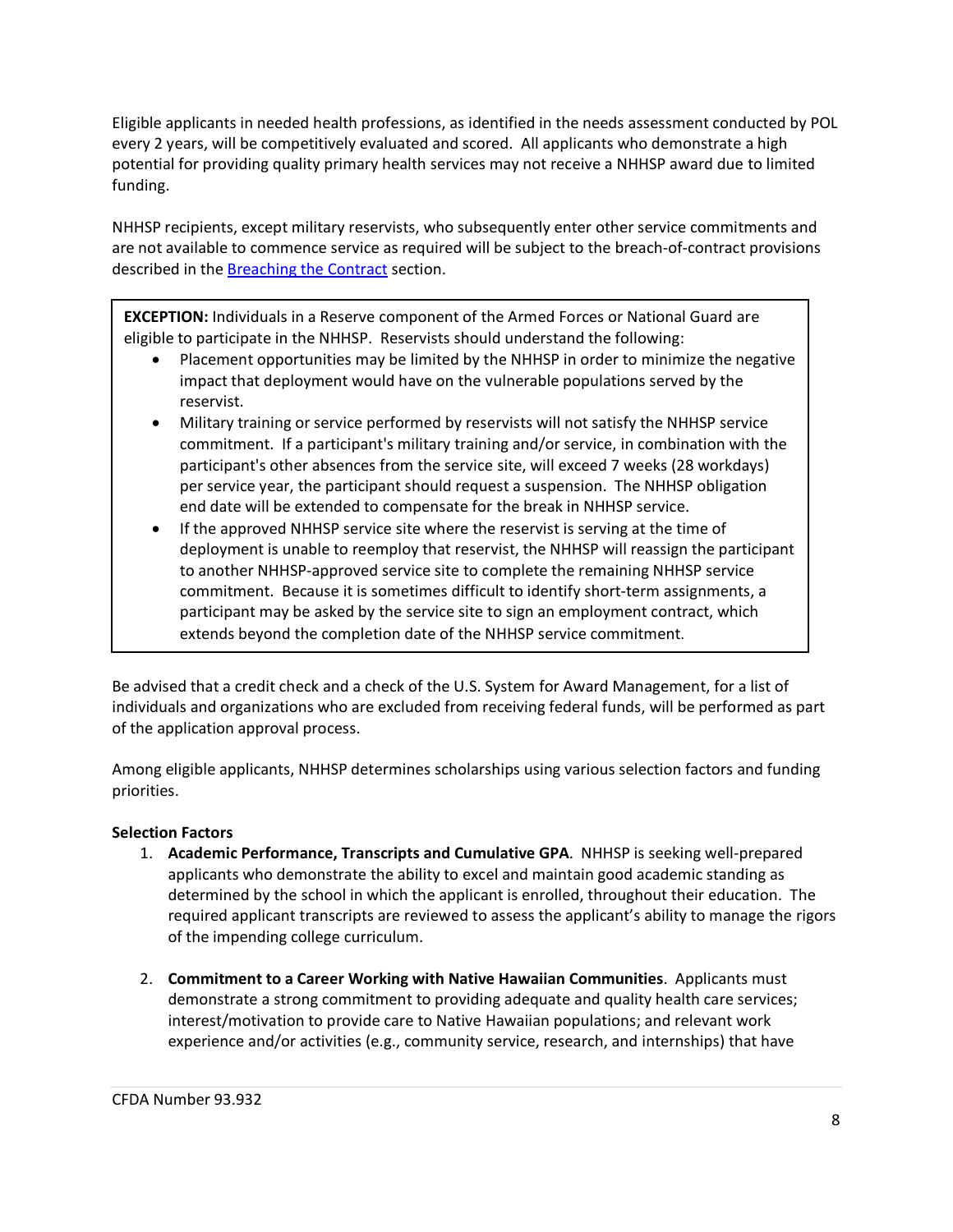Eligible applicants in needed health professions, as identified in the needs assessment conducted by POL every 2 years, will be competitively evaluated and scored. All applicants who demonstrate a high potential for providing quality primary health services may not receive a NHHSP award due to limited funding.

NHHSP recipients, except military reservists, who subsequently enter other service commitments and are not available to commence service as required will be subject to the breach-of-contract provisions described in the [Breaching the Contract](#) section.

> **EXCEPTION:** Individuals in a Reserve component of the Armed Forces or National Guard are eligible to participate in the NHHSP. Reservists should understand the following:
>
> - Placement opportunities may be limited by the NHHSP in order to minimize the negative impact that deployment would have on the vulnerable populations served by the reservist.
> - Military training or service performed by reservists will not satisfy the NHHSP service commitment. If a participant's military training and/or service, in combination with the participant's other absences from the service site, will exceed 7 weeks (28 workdays) per service year, the participant should request a suspension. The NHHSP obligation end date will be extended to compensate for the break in NHHSP service.
> - If the approved NHHSP service site where the reservist is serving at the time of deployment is unable to reemploy that reservist, the NHHSP will reassign the participant to another NHHSP-approved service site to complete the remaining NHHSP service commitment. Because it is sometimes difficult to identify short-term assignments, a participant may be asked by the service site to sign an employment contract, which extends beyond the completion date of the NHHSP service commitment.

Be advised that a credit check and a check of the U.S. System for Award Management, for a list of individuals and organizations who are excluded from receiving federal funds, will be performed as part of the application approval process.

Among eligible applicants, NHHSP determines scholarships using various selection factors and funding priorities.

**Selection Factors**

1. **Academic Performance, Transcripts and Cumulative GPA**. NHHSP is seeking well-prepared applicants who demonstrate the ability to excel and maintain good academic standing as determined by the school in which the applicant is enrolled, throughout their education. The required applicant transcripts are reviewed to assess the applicant's ability to manage the rigors of the impending college curriculum.

2. **Commitment to a Career Working with Native Hawaiian Communities**. Applicants must demonstrate a strong commitment to providing adequate and quality health care services; interest/motivation to provide care to Native Hawaiian populations; and relevant work experience and/or activities (e.g., community service, research, and internships) that have

CFDA Number 93.932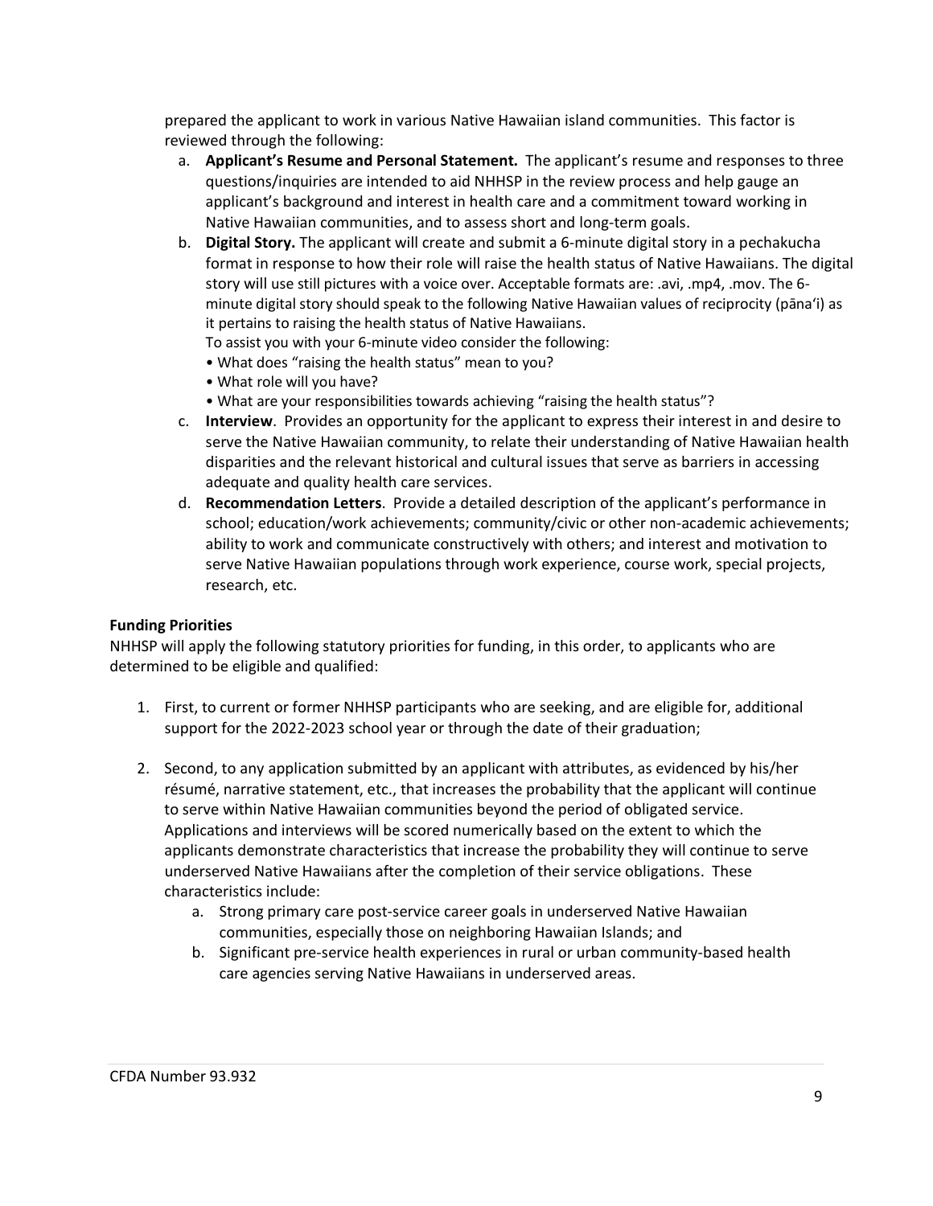prepared the applicant to work in various Native Hawaiian island communities. This factor is reviewed through the following:

a. **Applicant's Resume and Personal Statement.** The applicant's resume and responses to three questions/inquiries are intended to aid NHHSP in the review process and help gauge an applicant's background and interest in health care and a commitment toward working in Native Hawaiian communities, and to assess short and long-term goals.

b. **Digital Story.** The applicant will create and submit a 6-minute digital story in a pechakucha format in response to how their role will raise the health status of Native Hawaiians. The digital story will use still pictures with a voice over. Acceptable formats are: .avi, .mp4, .mov. The 6-minute digital story should speak to the following Native Hawaiian values of reciprocity (pānaʻi) as it pertains to raising the health status of Native Hawaiians.
To assist you with your 6-minute video consider the following:
• What does "raising the health status" mean to you?
• What role will you have?
• What are your responsibilities towards achieving "raising the health status"?

c. **Interview**. Provides an opportunity for the applicant to express their interest in and desire to serve the Native Hawaiian community, to relate their understanding of Native Hawaiian health disparities and the relevant historical and cultural issues that serve as barriers in accessing adequate and quality health care services.

d. **Recommendation Letters**. Provide a detailed description of the applicant's performance in school; education/work achievements; community/civic or other non-academic achievements; ability to work and communicate constructively with others; and interest and motivation to serve Native Hawaiian populations through work experience, course work, special projects, research, etc.

**Funding Priorities**

NHHSP will apply the following statutory priorities for funding, in this order, to applicants who are determined to be eligible and qualified:

1. First, to current or former NHHSP participants who are seeking, and are eligible for, additional support for the 2022-2023 school year or through the date of their graduation;

2. Second, to any application submitted by an applicant with attributes, as evidenced by his/her résumé, narrative statement, etc., that increases the probability that the applicant will continue to serve within Native Hawaiian communities beyond the period of obligated service. Applications and interviews will be scored numerically based on the extent to which the applicants demonstrate characteristics that increase the probability they will continue to serve underserved Native Hawaiians after the completion of their service obligations. These characteristics include:
   a. Strong primary care post-service career goals in underserved Native Hawaiian communities, especially those on neighboring Hawaiian Islands; and
   b. Significant pre-service health experiences in rural or urban community-based health care agencies serving Native Hawaiians in underserved areas.

CFDA Number 93.932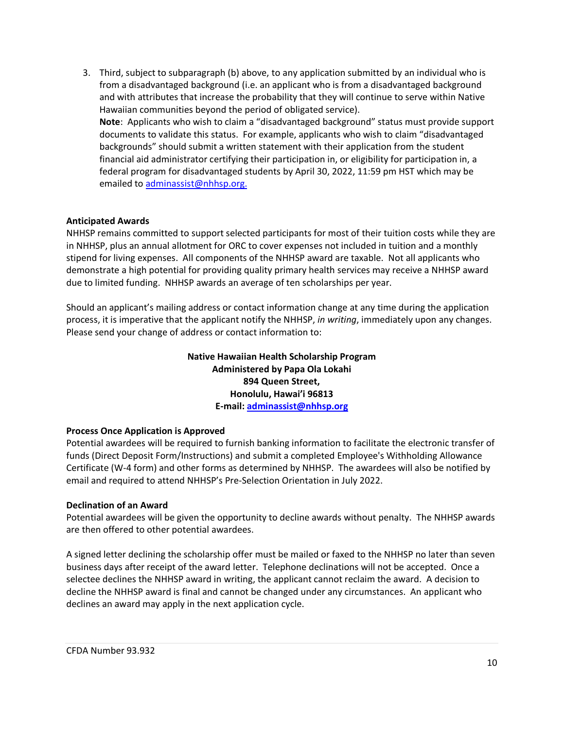3. Third, subject to subparagraph (b) above, to any application submitted by an individual who is from a disadvantaged background (i.e. an applicant who is from a disadvantaged background and with attributes that increase the probability that they will continue to serve within Native Hawaiian communities beyond the period of obligated service).
   **Note**: Applicants who wish to claim a "disadvantaged background" status must provide support documents to validate this status. For example, applicants who wish to claim "disadvantaged backgrounds" should submit a written statement with their application from the student financial aid administrator certifying their participation in, or eligibility for participation in, a federal program for disadvantaged students by April 30, 2022, 11:59 pm HST which may be emailed to adminassist@nhhsp.org.

**Anticipated Awards**

NHHSP remains committed to support selected participants for most of their tuition costs while they are in NHHSP, plus an annual allotment for ORC to cover expenses not included in tuition and a monthly stipend for living expenses. All components of the NHHSP award are taxable. Not all applicants who demonstrate a high potential for providing quality primary health services may receive a NHHSP award due to limited funding. NHHSP awards an average of ten scholarships per year.

Should an applicant's mailing address or contact information change at any time during the application process, it is imperative that the applicant notify the NHHSP, *in writing*, immediately upon any changes. Please send your change of address or contact information to:

**Native Hawaiian Health Scholarship Program**
**Administered by Papa Ola Lokahi**
**894 Queen Street,**
**Honolulu, Hawai'i 96813**
**E-mail: adminassist@nhhsp.org**

**Process Once Application is Approved**

Potential awardees will be required to furnish banking information to facilitate the electronic transfer of funds (Direct Deposit Form/Instructions) and submit a completed Employee's Withholding Allowance Certificate (W-4 form) and other forms as determined by NHHSP. The awardees will also be notified by email and required to attend NHHSP's Pre-Selection Orientation in July 2022.

**Declination of an Award**

Potential awardees will be given the opportunity to decline awards without penalty. The NHHSP awards are then offered to other potential awardees.

A signed letter declining the scholarship offer must be mailed or faxed to the NHHSP no later than seven business days after receipt of the award letter. Telephone declinations will not be accepted. Once a selectee declines the NHHSP award in writing, the applicant cannot reclaim the award. A decision to decline the NHHSP award is final and cannot be changed under any circumstances. An applicant who declines an award may apply in the next application cycle.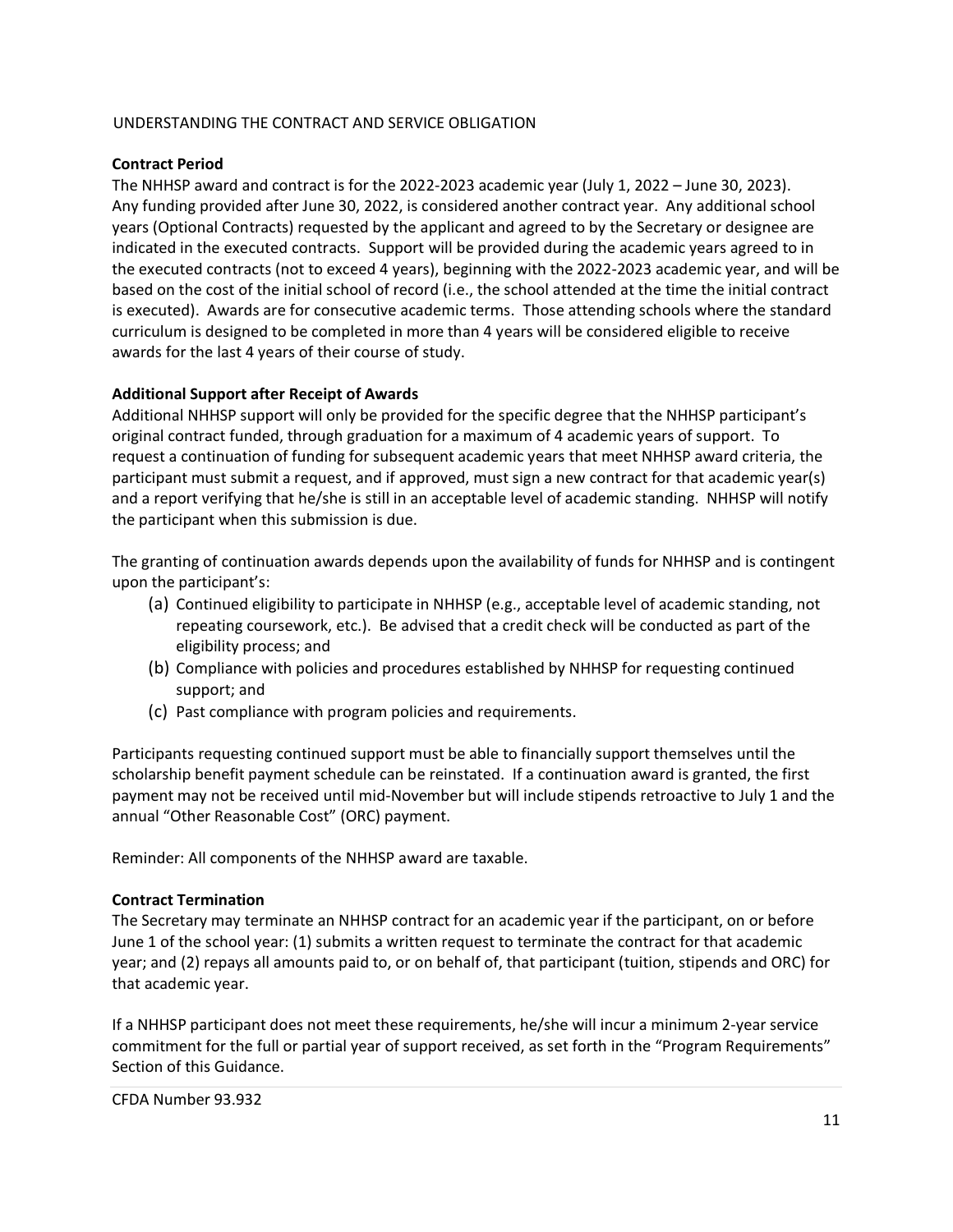UNDERSTANDING THE CONTRACT AND SERVICE OBLIGATION

**Contract Period**

The NHHSP award and contract is for the 2022-2023 academic year (July 1, 2022 – June 30, 2023). Any funding provided after June 30, 2022, is considered another contract year. Any additional school years (Optional Contracts) requested by the applicant and agreed to by the Secretary or designee are indicated in the executed contracts. Support will be provided during the academic years agreed to in the executed contracts (not to exceed 4 years), beginning with the 2022-2023 academic year, and will be based on the cost of the initial school of record (i.e., the school attended at the time the initial contract is executed). Awards are for consecutive academic terms. Those attending schools where the standard curriculum is designed to be completed in more than 4 years will be considered eligible to receive awards for the last 4 years of their course of study.

**Additional Support after Receipt of Awards**

Additional NHHSP support will only be provided for the specific degree that the NHHSP participant's original contract funded, through graduation for a maximum of 4 academic years of support. To request a continuation of funding for subsequent academic years that meet NHHSP award criteria, the participant must submit a request, and if approved, must sign a new contract for that academic year(s) and a report verifying that he/she is still in an acceptable level of academic standing. NHHSP will notify the participant when this submission is due.

The granting of continuation awards depends upon the availability of funds for NHHSP and is contingent upon the participant's:

(a) Continued eligibility to participate in NHHSP (e.g., acceptable level of academic standing, not repeating coursework, etc.). Be advised that a credit check will be conducted as part of the eligibility process; and
(b) Compliance with policies and procedures established by NHHSP for requesting continued support; and
(c) Past compliance with program policies and requirements.

Participants requesting continued support must be able to financially support themselves until the scholarship benefit payment schedule can be reinstated. If a continuation award is granted, the first payment may not be received until mid-November but will include stipends retroactive to July 1 and the annual "Other Reasonable Cost" (ORC) payment.

Reminder: All components of the NHHSP award are taxable.

**Contract Termination**

The Secretary may terminate an NHHSP contract for an academic year if the participant, on or before June 1 of the school year: (1) submits a written request to terminate the contract for that academic year; and (2) repays all amounts paid to, or on behalf of, that participant (tuition, stipends and ORC) for that academic year.

If a NHHSP participant does not meet these requirements, he/she will incur a minimum 2-year service commitment for the full or partial year of support received, as set forth in the "Program Requirements" Section of this Guidance.

CFDA Number 93.932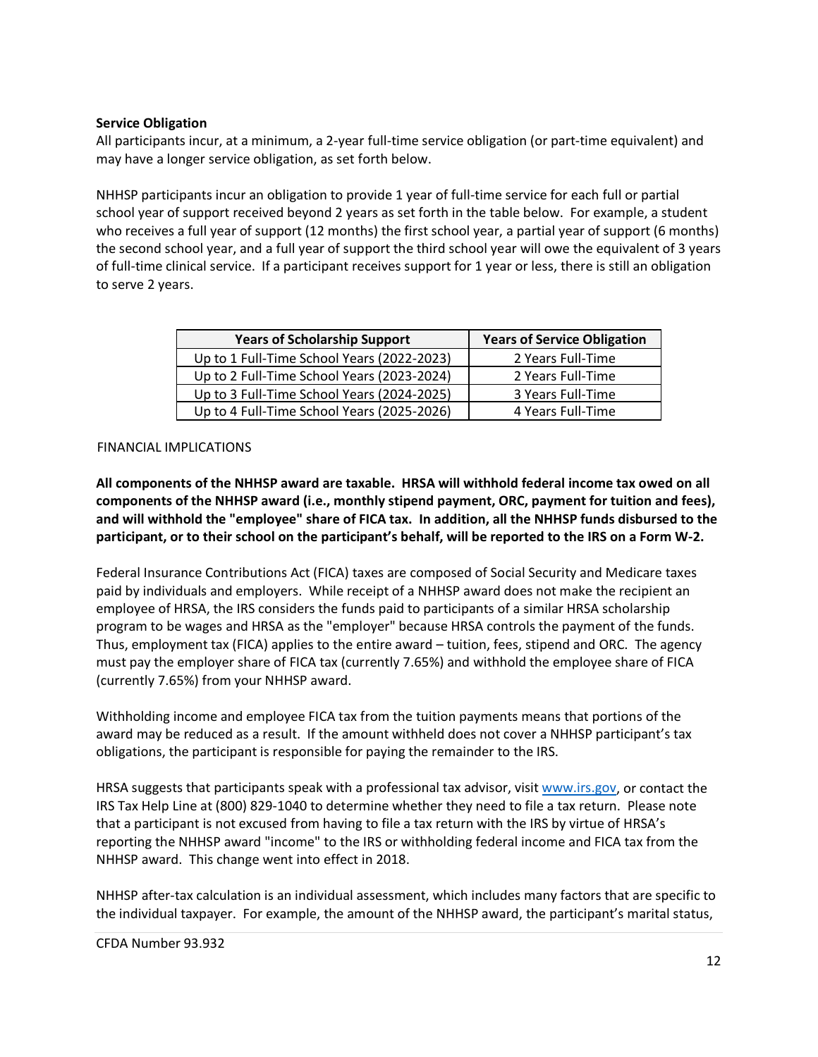**Service Obligation**

All participants incur, at a minimum, a 2-year full-time service obligation (or part-time equivalent) and may have a longer service obligation, as set forth below.

NHHSP participants incur an obligation to provide 1 year of full-time service for each full or partial school year of support received beyond 2 years as set forth in the table below. For example, a student who receives a full year of support (12 months) the first school year, a partial year of support (6 months) the second school year, and a full year of support the third school year will owe the equivalent of 3 years of full-time clinical service. If a participant receives support for 1 year or less, there is still an obligation to serve 2 years.

| Years of Scholarship Support | Years of Service Obligation |
|---|---|
| Up to 1 Full-Time School Years (2022-2023) | 2 Years Full-Time |
| Up to 2 Full-Time School Years (2023-2024) | 2 Years Full-Time |
| Up to 3 Full-Time School Years (2024-2025) | 3 Years Full-Time |
| Up to 4 Full-Time School Years (2025-2026) | 4 Years Full-Time |

FINANCIAL IMPLICATIONS

**All components of the NHHSP award are taxable. HRSA will withhold federal income tax owed on all components of the NHHSP award (i.e., monthly stipend payment, ORC, payment for tuition and fees), and will withhold the "employee" share of FICA tax. In addition, all the NHHSP funds disbursed to the participant, or to their school on the participant's behalf, will be reported to the IRS on a Form W-2.**

Federal Insurance Contributions Act (FICA) taxes are composed of Social Security and Medicare taxes paid by individuals and employers. While receipt of a NHHSP award does not make the recipient an employee of HRSA, the IRS considers the funds paid to participants of a similar HRSA scholarship program to be wages and HRSA as the "employer" because HRSA controls the payment of the funds. Thus, employment tax (FICA) applies to the entire award – tuition, fees, stipend and ORC. The agency must pay the employer share of FICA tax (currently 7.65%) and withhold the employee share of FICA (currently 7.65%) from your NHHSP award.

Withholding income and employee FICA tax from the tuition payments means that portions of the award may be reduced as a result. If the amount withheld does not cover a NHHSP participant's tax obligations, the participant is responsible for paying the remainder to the IRS.

HRSA suggests that participants speak with a professional tax advisor, visit [www.irs.gov](http://www.irs.gov), or contact the IRS Tax Help Line at (800) 829-1040 to determine whether they need to file a tax return. Please note that a participant is not excused from having to file a tax return with the IRS by virtue of HRSA's reporting the NHHSP award "income" to the IRS or withholding federal income and FICA tax from the NHHSP award. This change went into effect in 2018.

NHHSP after-tax calculation is an individual assessment, which includes many factors that are specific to the individual taxpayer. For example, the amount of the NHHSP award, the participant's marital status,

CFDA Number 93.932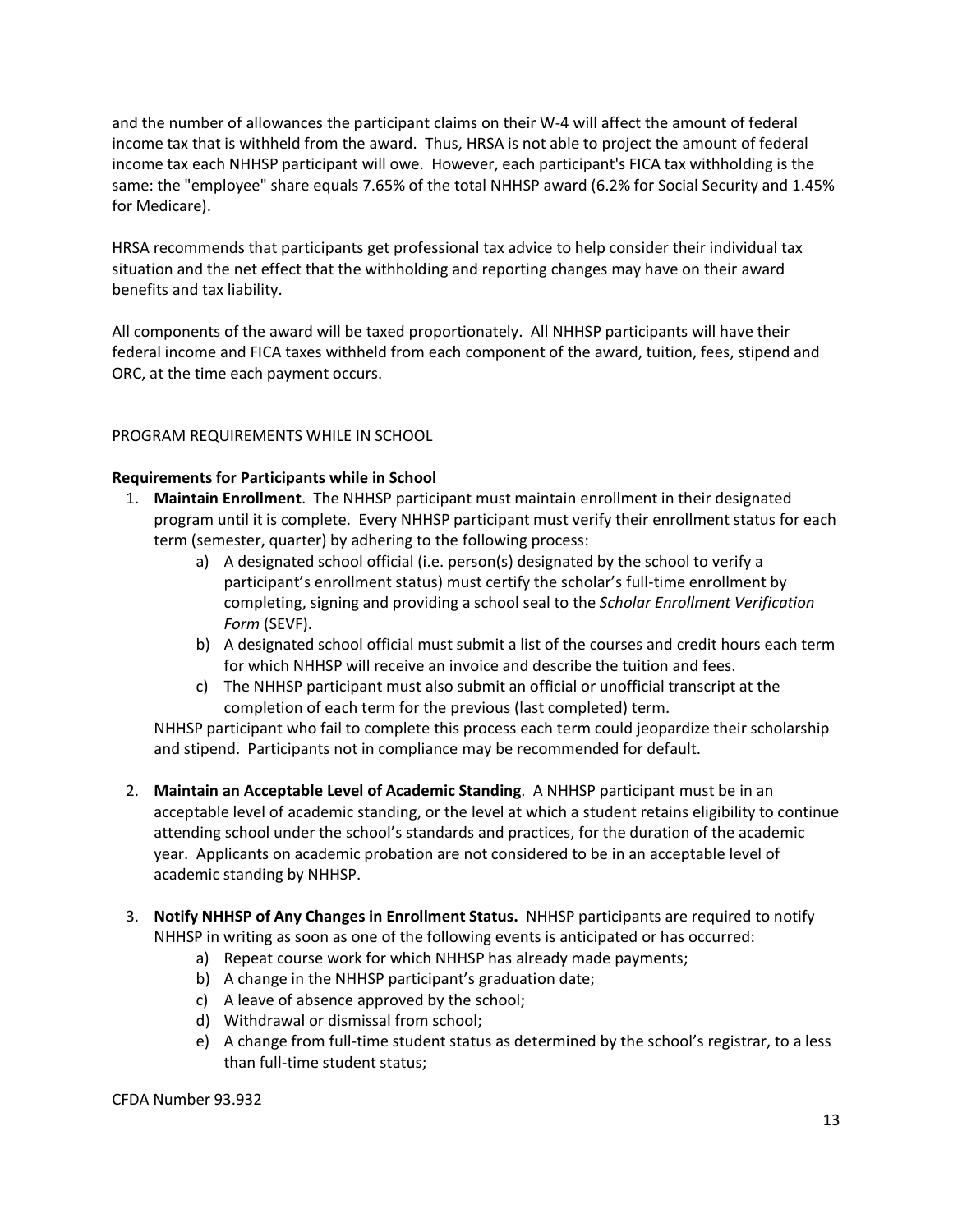and the number of allowances the participant claims on their W-4 will affect the amount of federal income tax that is withheld from the award. Thus, HRSA is not able to project the amount of federal income tax each NHHSP participant will owe. However, each participant's FICA tax withholding is the same: the "employee" share equals 7.65% of the total NHHSP award (6.2% for Social Security and 1.45% for Medicare).

HRSA recommends that participants get professional tax advice to help consider their individual tax situation and the net effect that the withholding and reporting changes may have on their award benefits and tax liability.

All components of the award will be taxed proportionately. All NHHSP participants will have their federal income and FICA taxes withheld from each component of the award, tuition, fees, stipend and ORC, at the time each payment occurs.

PROGRAM REQUIREMENTS WHILE IN SCHOOL

**Requirements for Participants while in School**

1. **Maintain Enrollment**. The NHHSP participant must maintain enrollment in their designated program until it is complete. Every NHHSP participant must verify their enrollment status for each term (semester, quarter) by adhering to the following process:
    a) A designated school official (i.e. person(s) designated by the school to verify a participant's enrollment status) must certify the scholar's full-time enrollment by completing, signing and providing a school seal to the *Scholar Enrollment Verification Form* (SEVF).
    b) A designated school official must submit a list of the courses and credit hours each term for which NHHSP will receive an invoice and describe the tuition and fees.
    c) The NHHSP participant must also submit an official or unofficial transcript at the completion of each term for the previous (last completed) term.

    NHHSP participant who fail to complete this process each term could jeopardize their scholarship and stipend. Participants not in compliance may be recommended for default.

2. **Maintain an Acceptable Level of Academic Standing**. A NHHSP participant must be in an acceptable level of academic standing, or the level at which a student retains eligibility to continue attending school under the school's standards and practices, for the duration of the academic year. Applicants on academic probation are not considered to be in an acceptable level of academic standing by NHHSP.

3. **Notify NHHSP of Any Changes in Enrollment Status.** NHHSP participants are required to notify NHHSP in writing as soon as one of the following events is anticipated or has occurred:
    a) Repeat course work for which NHHSP has already made payments;
    b) A change in the NHHSP participant's graduation date;
    c) A leave of absence approved by the school;
    d) Withdrawal or dismissal from school;
    e) A change from full-time student status as determined by the school's registrar, to a less than full-time student status;

CFDA Number 93.932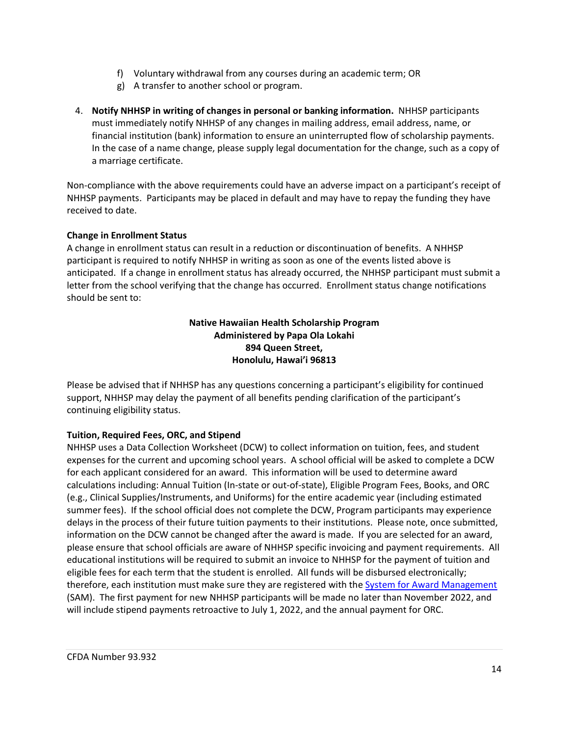f) Voluntary withdrawal from any courses during an academic term; OR
g) A transfer to another school or program.

4. **Notify NHHSP in writing of changes in personal or banking information.** NHHSP participants must immediately notify NHHSP of any changes in mailing address, email address, name, or financial institution (bank) information to ensure an uninterrupted flow of scholarship payments. In the case of a name change, please supply legal documentation for the change, such as a copy of a marriage certificate.

Non-compliance with the above requirements could have an adverse impact on a participant's receipt of NHHSP payments. Participants may be placed in default and may have to repay the funding they have received to date.

**Change in Enrollment Status**

A change in enrollment status can result in a reduction or discontinuation of benefits. A NHHSP participant is required to notify NHHSP in writing as soon as one of the events listed above is anticipated. If a change in enrollment status has already occurred, the NHHSP participant must submit a letter from the school verifying that the change has occurred. Enrollment status change notifications should be sent to:

**Native Hawaiian Health Scholarship Program**
**Administered by Papa Ola Lokahi**
**894 Queen Street,**
**Honolulu, Hawai'i 96813**

Please be advised that if NHHSP has any questions concerning a participant's eligibility for continued support, NHHSP may delay the payment of all benefits pending clarification of the participant's continuing eligibility status.

**Tuition, Required Fees, ORC, and Stipend**

NHHSP uses a Data Collection Worksheet (DCW) to collect information on tuition, fees, and student expenses for the current and upcoming school years. A school official will be asked to complete a DCW for each applicant considered for an award. This information will be used to determine award calculations including: Annual Tuition (In-state or out-of-state), Eligible Program Fees, Books, and ORC (e.g., Clinical Supplies/Instruments, and Uniforms) for the entire academic year (including estimated summer fees). If the school official does not complete the DCW, Program participants may experience delays in the process of their future tuition payments to their institutions. Please note, once submitted, information on the DCW cannot be changed after the award is made. If you are selected for an award, please ensure that school officials are aware of NHHSP specific invoicing and payment requirements. All educational institutions will be required to submit an invoice to NHHSP for the payment of tuition and eligible fees for each term that the student is enrolled. All funds will be disbursed electronically; therefore, each institution must make sure they are registered with the System for Award Management (SAM). The first payment for new NHHSP participants will be made no later than November 2022, and will include stipend payments retroactive to July 1, 2022, and the annual payment for ORC.

CFDA Number 93.932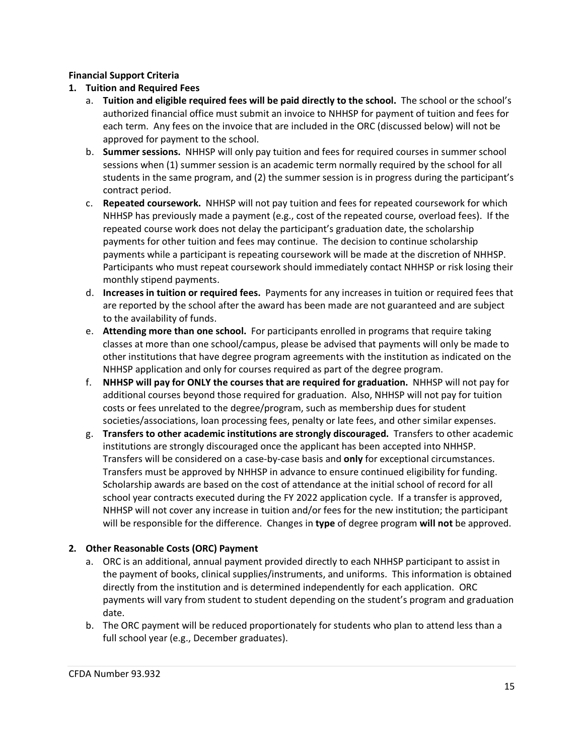**Financial Support Criteria**

1. **Tuition and Required Fees**
   a. **Tuition and eligible required fees will be paid directly to the school.** The school or the school's authorized financial office must submit an invoice to NHHSP for payment of tuition and fees for each term. Any fees on the invoice that are included in the ORC (discussed below) will not be approved for payment to the school.
   b. **Summer sessions.** NHHSP will only pay tuition and fees for required courses in summer school sessions when (1) summer session is an academic term normally required by the school for all students in the same program, and (2) the summer session is in progress during the participant's contract period.
   c. **Repeated coursework.** NHHSP will not pay tuition and fees for repeated coursework for which NHHSP has previously made a payment (e.g., cost of the repeated course, overload fees). If the repeated course work does not delay the participant's graduation date, the scholarship payments for other tuition and fees may continue. The decision to continue scholarship payments while a participant is repeating coursework will be made at the discretion of NHHSP. Participants who must repeat coursework should immediately contact NHHSP or risk losing their monthly stipend payments.
   d. **Increases in tuition or required fees.** Payments for any increases in tuition or required fees that are reported by the school after the award has been made are not guaranteed and are subject to the availability of funds.
   e. **Attending more than one school.** For participants enrolled in programs that require taking classes at more than one school/campus, please be advised that payments will only be made to other institutions that have degree program agreements with the institution as indicated on the NHHSP application and only for courses required as part of the degree program.
   f. **NHHSP will pay for ONLY the courses that are required for graduation.** NHHSP will not pay for additional courses beyond those required for graduation. Also, NHHSP will not pay for tuition costs or fees unrelated to the degree/program, such as membership dues for student societies/associations, loan processing fees, penalty or late fees, and other similar expenses.
   g. **Transfers to other academic institutions are strongly discouraged.** Transfers to other academic institutions are strongly discouraged once the applicant has been accepted into NHHSP. Transfers will be considered on a case-by-case basis and **only** for exceptional circumstances. Transfers must be approved by NHHSP in advance to ensure continued eligibility for funding. Scholarship awards are based on the cost of attendance at the initial school of record for all school year contracts executed during the FY 2022 application cycle. If a transfer is approved, NHHSP will not cover any increase in tuition and/or fees for the new institution; the participant will be responsible for the difference. Changes in **type** of degree program **will not** be approved.

2. **Other Reasonable Costs (ORC) Payment**
   a. ORC is an additional, annual payment provided directly to each NHHSP participant to assist in the payment of books, clinical supplies/instruments, and uniforms. This information is obtained directly from the institution and is determined independently for each application. ORC payments will vary from student to student depending on the student's program and graduation date.
   b. The ORC payment will be reduced proportionately for students who plan to attend less than a full school year (e.g., December graduates).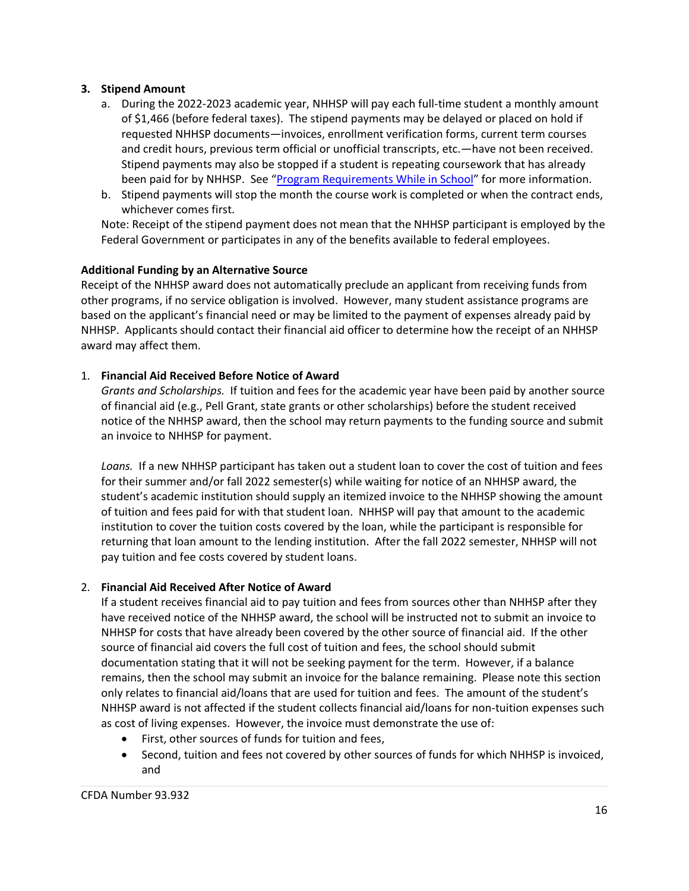3. **Stipend Amount**
    a. During the 2022-2023 academic year, NHHSP will pay each full-time student a monthly amount of $1,466 (before federal taxes). The stipend payments may be delayed or placed on hold if requested NHHSP documents—invoices, enrollment verification forms, current term courses and credit hours, previous term official or unofficial transcripts, etc.—have not been received. Stipend payments may also be stopped if a student is repeating coursework that has already been paid for by NHHSP. See "Program Requirements While in School" for more information.
    b. Stipend payments will stop the month the course work is completed or when the contract ends, whichever comes first.

    Note: Receipt of the stipend payment does not mean that the NHHSP participant is employed by the Federal Government or participates in any of the benefits available to federal employees.

**Additional Funding by an Alternative Source**

Receipt of the NHHSP award does not automatically preclude an applicant from receiving funds from other programs, if no service obligation is involved. However, many student assistance programs are based on the applicant's financial need or may be limited to the payment of expenses already paid by NHHSP. Applicants should contact their financial aid officer to determine how the receipt of an NHHSP award may affect them.

1. **Financial Aid Received Before Notice of Award**

    *Grants and Scholarships.* If tuition and fees for the academic year have been paid by another source of financial aid (e.g., Pell Grant, state grants or other scholarships) before the student received notice of the NHHSP award, then the school may return payments to the funding source and submit an invoice to NHHSP for payment.

    *Loans.* If a new NHHSP participant has taken out a student loan to cover the cost of tuition and fees for their summer and/or fall 2022 semester(s) while waiting for notice of an NHHSP award, the student's academic institution should supply an itemized invoice to the NHHSP showing the amount of tuition and fees paid for with that student loan. NHHSP will pay that amount to the academic institution to cover the tuition costs covered by the loan, while the participant is responsible for returning that loan amount to the lending institution. After the fall 2022 semester, NHHSP will not pay tuition and fee costs covered by student loans.

2. **Financial Aid Received After Notice of Award**

    If a student receives financial aid to pay tuition and fees from sources other than NHHSP after they have received notice of the NHHSP award, the school will be instructed not to submit an invoice to NHHSP for costs that have already been covered by the other source of financial aid. If the other source of financial aid covers the full cost of tuition and fees, the school should submit documentation stating that it will not be seeking payment for the term. However, if a balance remains, then the school may submit an invoice for the balance remaining. Please note this section only relates to financial aid/loans that are used for tuition and fees. The amount of the student's NHHSP award is not affected if the student collects financial aid/loans for non-tuition expenses such as cost of living expenses. However, the invoice must demonstrate the use of:
    - First, other sources of funds for tuition and fees,
    - Second, tuition and fees not covered by other sources of funds for which NHHSP is invoiced, and

CFDA Number 93.932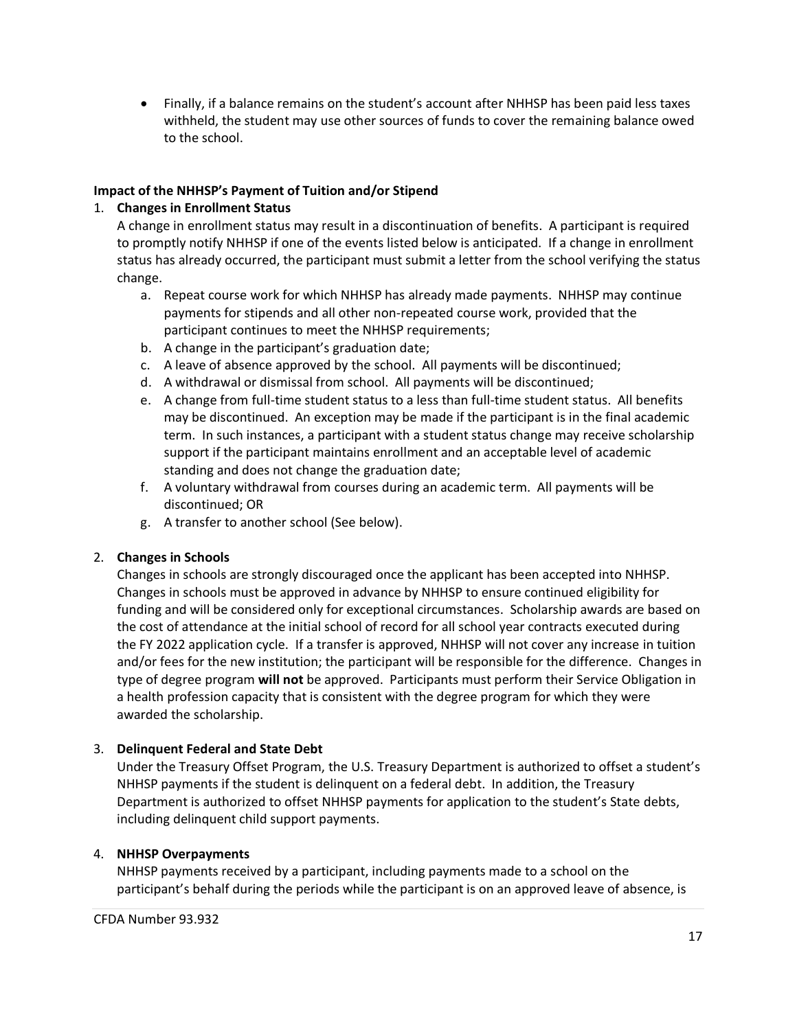- Finally, if a balance remains on the student's account after NHHSP has been paid less taxes withheld, the student may use other sources of funds to cover the remaining balance owed to the school.

**Impact of the NHHSP's Payment of Tuition and/or Stipend**

1. **Changes in Enrollment Status**
   A change in enrollment status may result in a discontinuation of benefits. A participant is required to promptly notify NHHSP if one of the events listed below is anticipated. If a change in enrollment status has already occurred, the participant must submit a letter from the school verifying the status change.
   a. Repeat course work for which NHHSP has already made payments. NHHSP may continue payments for stipends and all other non-repeated course work, provided that the participant continues to meet the NHHSP requirements;
   b. A change in the participant's graduation date;
   c. A leave of absence approved by the school. All payments will be discontinued;
   d. A withdrawal or dismissal from school. All payments will be discontinued;
   e. A change from full-time student status to a less than full-time student status. All benefits may be discontinued. An exception may be made if the participant is in the final academic term. In such instances, a participant with a student status change may receive scholarship support if the participant maintains enrollment and an acceptable level of academic standing and does not change the graduation date;
   f. A voluntary withdrawal from courses during an academic term. All payments will be discontinued; OR
   g. A transfer to another school (See below).

2. **Changes in Schools**
   Changes in schools are strongly discouraged once the applicant has been accepted into NHHSP. Changes in schools must be approved in advance by NHHSP to ensure continued eligibility for funding and will be considered only for exceptional circumstances. Scholarship awards are based on the cost of attendance at the initial school of record for all school year contracts executed during the FY 2022 application cycle. If a transfer is approved, NHHSP will not cover any increase in tuition and/or fees for the new institution; the participant will be responsible for the difference. Changes in type of degree program **will not** be approved. Participants must perform their Service Obligation in a health profession capacity that is consistent with the degree program for which they were awarded the scholarship.

3. **Delinquent Federal and State Debt**
   Under the Treasury Offset Program, the U.S. Treasury Department is authorized to offset a student's NHHSP payments if the student is delinquent on a federal debt. In addition, the Treasury Department is authorized to offset NHHSP payments for application to the student's State debts, including delinquent child support payments.

4. **NHHSP Overpayments**
   NHHSP payments received by a participant, including payments made to a school on the participant's behalf during the periods while the participant is on an approved leave of absence, is

CFDA Number 93.932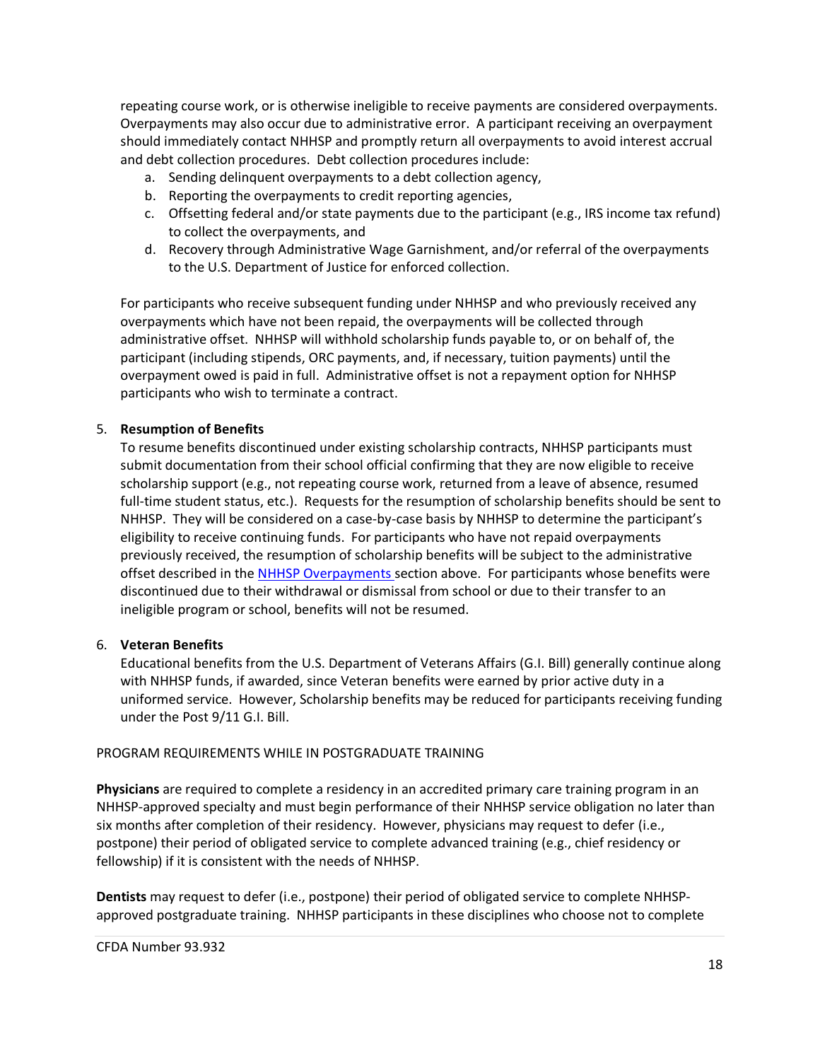repeating course work, or is otherwise ineligible to receive payments are considered overpayments. Overpayments may also occur due to administrative error. A participant receiving an overpayment should immediately contact NHHSP and promptly return all overpayments to avoid interest accrual and debt collection procedures. Debt collection procedures include:

a. Sending delinquent overpayments to a debt collection agency,
b. Reporting the overpayments to credit reporting agencies,
c. Offsetting federal and/or state payments due to the participant (e.g., IRS income tax refund) to collect the overpayments, and
d. Recovery through Administrative Wage Garnishment, and/or referral of the overpayments to the U.S. Department of Justice for enforced collection.

For participants who receive subsequent funding under NHHSP and who previously received any overpayments which have not been repaid, the overpayments will be collected through administrative offset. NHHSP will withhold scholarship funds payable to, or on behalf of, the participant (including stipends, ORC payments, and, if necessary, tuition payments) until the overpayment owed is paid in full. Administrative offset is not a repayment option for NHHSP participants who wish to terminate a contract.

5. **Resumption of Benefits**

To resume benefits discontinued under existing scholarship contracts, NHHSP participants must submit documentation from their school official confirming that they are now eligible to receive scholarship support (e.g., not repeating course work, returned from a leave of absence, resumed full-time student status, etc.). Requests for the resumption of scholarship benefits should be sent to NHHSP. They will be considered on a case-by-case basis by NHHSP to determine the participant's eligibility to receive continuing funds. For participants who have not repaid overpayments previously received, the resumption of scholarship benefits will be subject to the administrative offset described in the NHHSP Overpayments section above. For participants whose benefits were discontinued due to their withdrawal or dismissal from school or due to their transfer to an ineligible program or school, benefits will not be resumed.

6. **Veteran Benefits**

Educational benefits from the U.S. Department of Veterans Affairs (G.I. Bill) generally continue along with NHHSP funds, if awarded, since Veteran benefits were earned by prior active duty in a uniformed service. However, Scholarship benefits may be reduced for participants receiving funding under the Post 9/11 G.I. Bill.

PROGRAM REQUIREMENTS WHILE IN POSTGRADUATE TRAINING

**Physicians** are required to complete a residency in an accredited primary care training program in an NHHSP-approved specialty and must begin performance of their NHHSP service obligation no later than six months after completion of their residency. However, physicians may request to defer (i.e., postpone) their period of obligated service to complete advanced training (e.g., chief residency or fellowship) if it is consistent with the needs of NHHSP.

**Dentists** may request to defer (i.e., postpone) their period of obligated service to complete NHHSP-approved postgraduate training. NHHSP participants in these disciplines who choose not to complete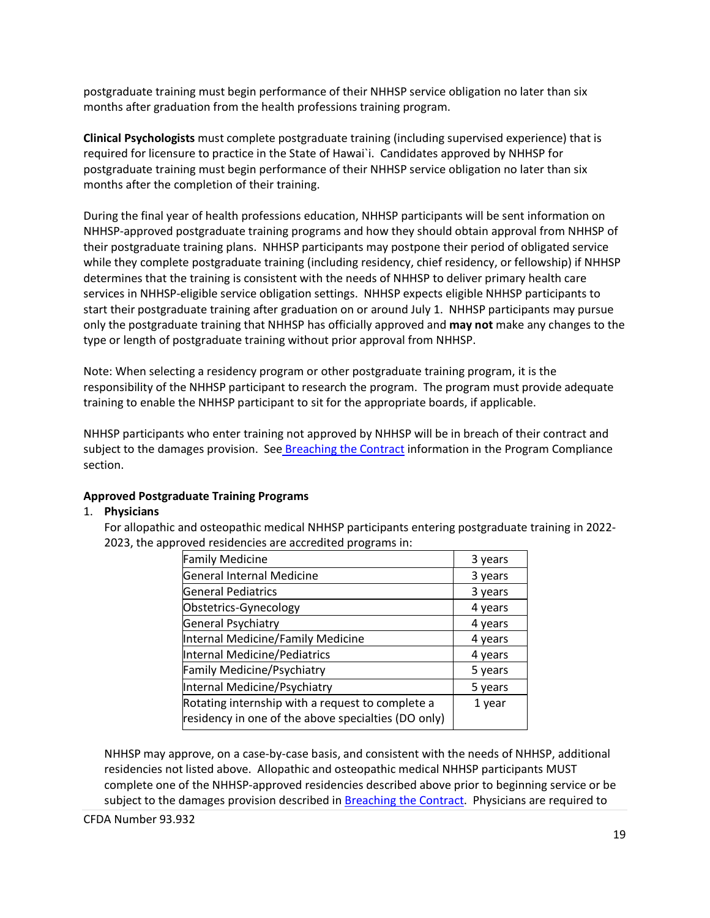postgraduate training must begin performance of their NHHSP service obligation no later than six months after graduation from the health professions training program.

**Clinical Psychologists** must complete postgraduate training (including supervised experience) that is required for licensure to practice in the State of Hawai`i. Candidates approved by NHHSP for postgraduate training must begin performance of their NHHSP service obligation no later than six months after the completion of their training.

During the final year of health professions education, NHHSP participants will be sent information on NHHSP-approved postgraduate training programs and how they should obtain approval from NHHSP of their postgraduate training plans. NHHSP participants may postpone their period of obligated service while they complete postgraduate training (including residency, chief residency, or fellowship) if NHHSP determines that the training is consistent with the needs of NHHSP to deliver primary health care services in NHHSP-eligible service obligation settings. NHHSP expects eligible NHHSP participants to start their postgraduate training after graduation on or around July 1. NHHSP participants may pursue only the postgraduate training that NHHSP has officially approved and **may not** make any changes to the type or length of postgraduate training without prior approval from NHHSP.

Note: When selecting a residency program or other postgraduate training program, it is the responsibility of the NHHSP participant to research the program. The program must provide adequate training to enable the NHHSP participant to sit for the appropriate boards, if applicable.

NHHSP participants who enter training not approved by NHHSP will be in breach of their contract and subject to the damages provision. See Breaching the Contract information in the Program Compliance section.

**Approved Postgraduate Training Programs**

1. **Physicians**

   For allopathic and osteopathic medical NHHSP participants entering postgraduate training in 2022-2023, the approved residencies are accredited programs in:

| Program | Length |
|---|---|
| Family Medicine | 3 years |
| General Internal Medicine | 3 years |
| General Pediatrics | 3 years |
| Obstetrics-Gynecology | 4 years |
| General Psychiatry | 4 years |
| Internal Medicine/Family Medicine | 4 years |
| Internal Medicine/Pediatrics | 4 years |
| Family Medicine/Psychiatry | 5 years |
| Internal Medicine/Psychiatry | 5 years |
| Rotating internship with a request to complete a residency in one of the above specialties (DO only) | 1 year |

   NHHSP may approve, on a case-by-case basis, and consistent with the needs of NHHSP, additional residencies not listed above. Allopathic and osteopathic medical NHHSP participants MUST complete one of the NHHSP-approved residencies described above prior to beginning service or be subject to the damages provision described in Breaching the Contract. Physicians are required to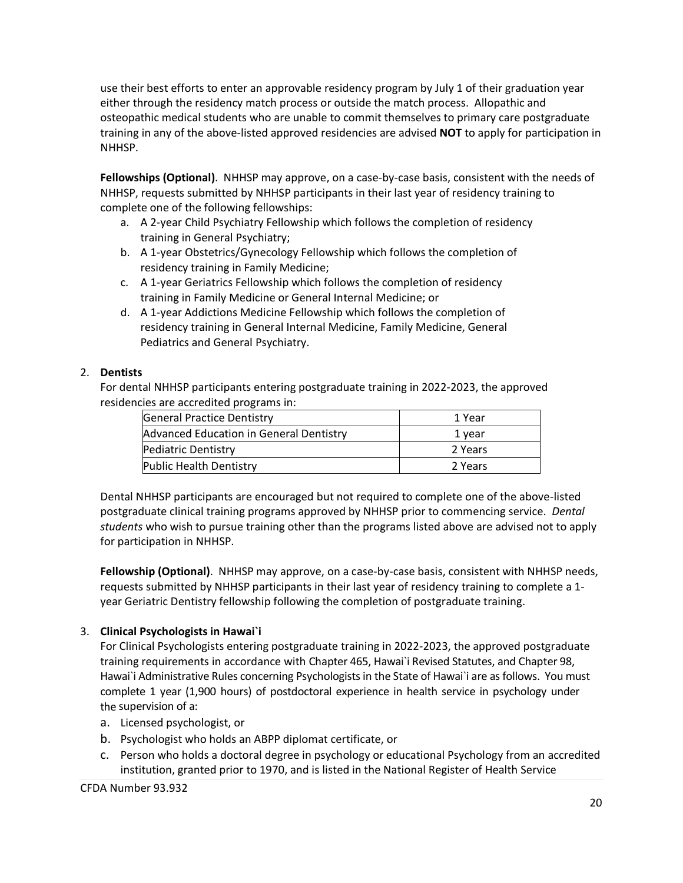use their best efforts to enter an approvable residency program by July 1 of their graduation year either through the residency match process or outside the match process. Allopathic and osteopathic medical students who are unable to commit themselves to primary care postgraduate training in any of the above-listed approved residencies are advised **NOT** to apply for participation in NHHSP.

**Fellowships (Optional)**. NHHSP may approve, on a case-by-case basis, consistent with the needs of NHHSP, requests submitted by NHHSP participants in their last year of residency training to complete one of the following fellowships:

a. A 2-year Child Psychiatry Fellowship which follows the completion of residency training in General Psychiatry;
b. A 1-year Obstetrics/Gynecology Fellowship which follows the completion of residency training in Family Medicine;
c. A 1-year Geriatrics Fellowship which follows the completion of residency training in Family Medicine or General Internal Medicine; or
d. A 1-year Addictions Medicine Fellowship which follows the completion of residency training in General Internal Medicine, Family Medicine, General Pediatrics and General Psychiatry.

2. **Dentists**

For dental NHHSP participants entering postgraduate training in 2022-2023, the approved residencies are accredited programs in:

| | |
|---|---|
| General Practice Dentistry | 1 Year |
| Advanced Education in General Dentistry | 1 year |
| Pediatric Dentistry | 2 Years |
| Public Health Dentistry | 2 Years |

Dental NHHSP participants are encouraged but not required to complete one of the above-listed postgraduate clinical training programs approved by NHHSP prior to commencing service. *Dental students* who wish to pursue training other than the programs listed above are advised not to apply for participation in NHHSP.

**Fellowship (Optional)**. NHHSP may approve, on a case-by-case basis, consistent with NHHSP needs, requests submitted by NHHSP participants in their last year of residency training to complete a 1-year Geriatric Dentistry fellowship following the completion of postgraduate training.

3. **Clinical Psychologists in Hawai`i**

For Clinical Psychologists entering postgraduate training in 2022-2023, the approved postgraduate training requirements in accordance with Chapter 465, Hawai`i Revised Statutes, and Chapter 98, Hawai`i Administrative Rules concerning Psychologists in the State of Hawai`i are as follows. You must complete 1 year (1,900 hours) of postdoctoral experience in health service in psychology under the supervision of a:

a. Licensed psychologist, or
b. Psychologist who holds an ABPP diplomat certificate, or
c. Person who holds a doctoral degree in psychology or educational Psychology from an accredited institution, granted prior to 1970, and is listed in the National Register of Health Service

CFDA Number 93.932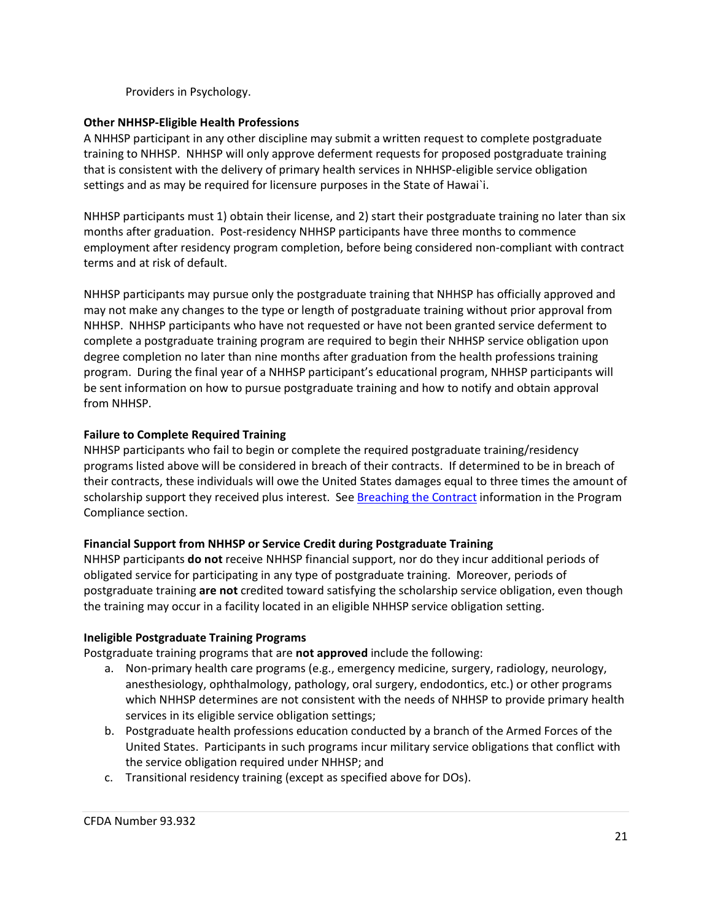Providers in Psychology.

**Other NHHSP-Eligible Health Professions**
A NHHSP participant in any other discipline may submit a written request to complete postgraduate training to NHHSP. NHHSP will only approve deferment requests for proposed postgraduate training that is consistent with the delivery of primary health services in NHHSP-eligible service obligation settings and as may be required for licensure purposes in the State of Hawai`i.

NHHSP participants must 1) obtain their license, and 2) start their postgraduate training no later than six months after graduation. Post-residency NHHSP participants have three months to commence employment after residency program completion, before being considered non-compliant with contract terms and at risk of default.

NHHSP participants may pursue only the postgraduate training that NHHSP has officially approved and may not make any changes to the type or length of postgraduate training without prior approval from NHHSP. NHHSP participants who have not requested or have not been granted service deferment to complete a postgraduate training program are required to begin their NHHSP service obligation upon degree completion no later than nine months after graduation from the health professions training program. During the final year of a NHHSP participant's educational program, NHHSP participants will be sent information on how to pursue postgraduate training and how to notify and obtain approval from NHHSP.

**Failure to Complete Required Training**
NHHSP participants who fail to begin or complete the required postgraduate training/residency programs listed above will be considered in breach of their contracts. If determined to be in breach of their contracts, these individuals will owe the United States damages equal to three times the amount of scholarship support they received plus interest. See [Breaching the Contract] information in the Program Compliance section.

**Financial Support from NHHSP or Service Credit during Postgraduate Training**
NHHSP participants **do not** receive NHHSP financial support, nor do they incur additional periods of obligated service for participating in any type of postgraduate training. Moreover, periods of postgraduate training **are not** credited toward satisfying the scholarship service obligation, even though the training may occur in a facility located in an eligible NHHSP service obligation setting.

**Ineligible Postgraduate Training Programs**
Postgraduate training programs that are **not approved** include the following:

a. Non-primary health care programs (e.g., emergency medicine, surgery, radiology, neurology, anesthesiology, ophthalmology, pathology, oral surgery, endodontics, etc.) or other programs which NHHSP determines are not consistent with the needs of NHHSP to provide primary health services in its eligible service obligation settings;
b. Postgraduate health professions education conducted by a branch of the Armed Forces of the United States. Participants in such programs incur military service obligations that conflict with the service obligation required under NHHSP; and
c. Transitional residency training (except as specified above for DOs).

CFDA Number 93.932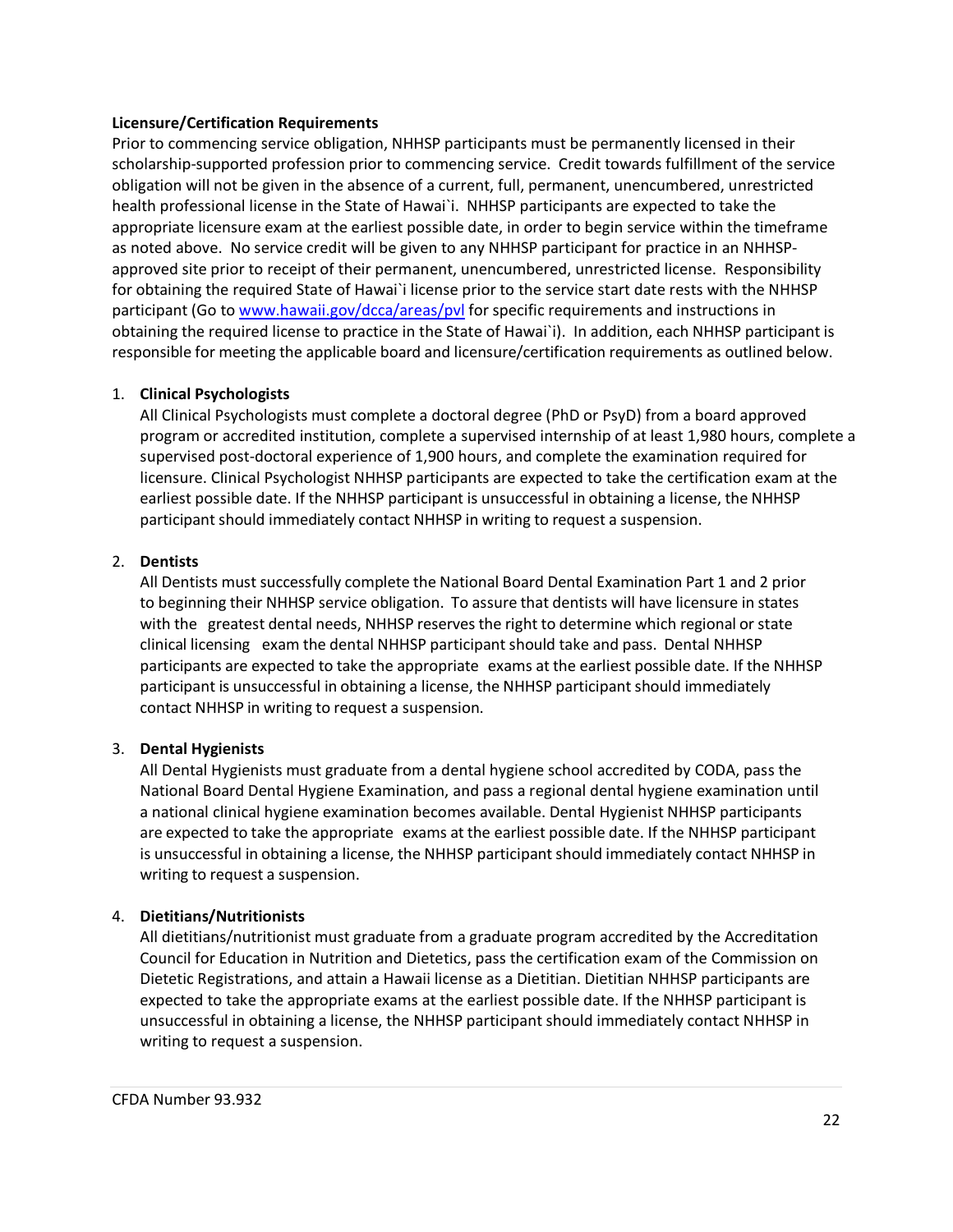**Licensure/Certification Requirements**

Prior to commencing service obligation, NHHSP participants must be permanently licensed in their scholarship-supported profession prior to commencing service. Credit towards fulfillment of the service obligation will not be given in the absence of a current, full, permanent, unencumbered, unrestricted health professional license in the State of Hawai`i. NHHSP participants are expected to take the appropriate licensure exam at the earliest possible date, in order to begin service within the timeframe as noted above. No service credit will be given to any NHHSP participant for practice in an NHHSP-approved site prior to receipt of their permanent, unencumbered, unrestricted license. Responsibility for obtaining the required State of Hawai`i license prior to the service start date rests with the NHHSP participant (Go to www.hawaii.gov/dcca/areas/pvl for specific requirements and instructions in obtaining the required license to practice in the State of Hawai`i). In addition, each NHHSP participant is responsible for meeting the applicable board and licensure/certification requirements as outlined below.

1. **Clinical Psychologists**
   All Clinical Psychologists must complete a doctoral degree (PhD or PsyD) from a board approved program or accredited institution, complete a supervised internship of at least 1,980 hours, complete a supervised post-doctoral experience of 1,900 hours, and complete the examination required for licensure. Clinical Psychologist NHHSP participants are expected to take the certification exam at the earliest possible date. If the NHHSP participant is unsuccessful in obtaining a license, the NHHSP participant should immediately contact NHHSP in writing to request a suspension.

2. **Dentists**
   All Dentists must successfully complete the National Board Dental Examination Part 1 and 2 prior to beginning their NHHSP service obligation. To assure that dentists will have licensure in states with the greatest dental needs, NHHSP reserves the right to determine which regional or state clinical licensing exam the dental NHHSP participant should take and pass. Dental NHHSP participants are expected to take the appropriate exams at the earliest possible date. If the NHHSP participant is unsuccessful in obtaining a license, the NHHSP participant should immediately contact NHHSP in writing to request a suspension.

3. **Dental Hygienists**
   All Dental Hygienists must graduate from a dental hygiene school accredited by CODA, pass the National Board Dental Hygiene Examination, and pass a regional dental hygiene examination until a national clinical hygiene examination becomes available. Dental Hygienist NHHSP participants are expected to take the appropriate exams at the earliest possible date. If the NHHSP participant is unsuccessful in obtaining a license, the NHHSP participant should immediately contact NHHSP in writing to request a suspension.

4. **Dietitians/Nutritionists**
   All dietitians/nutritionist must graduate from a graduate program accredited by the Accreditation Council for Education in Nutrition and Dietetics, pass the certification exam of the Commission on Dietetic Registrations, and attain a Hawaii license as a Dietitian. Dietitian NHHSP participants are expected to take the appropriate exams at the earliest possible date. If the NHHSP participant is unsuccessful in obtaining a license, the NHHSP participant should immediately contact NHHSP in writing to request a suspension.

CFDA Number 93.932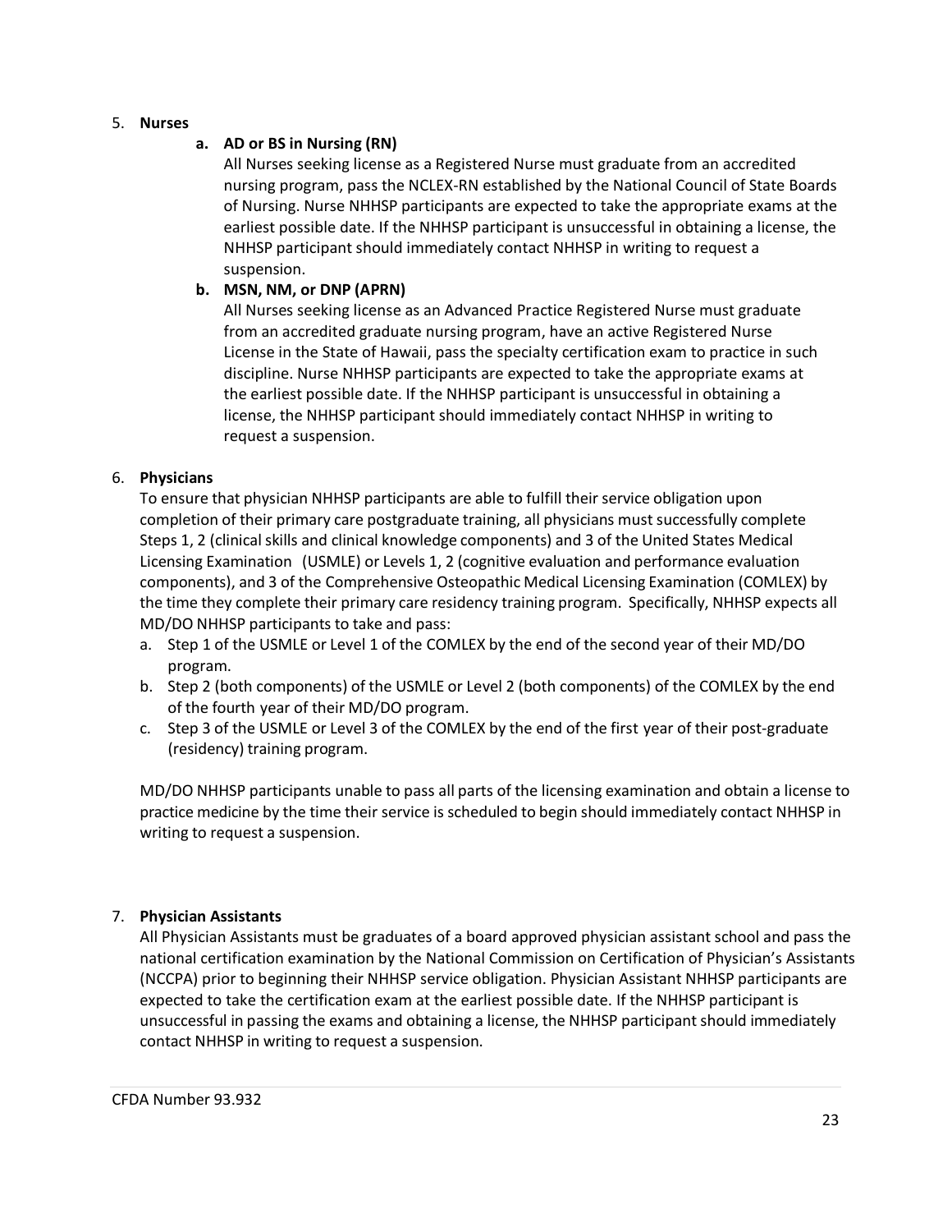5. **Nurses**

   a. **AD or BS in Nursing (RN)**

      All Nurses seeking license as a Registered Nurse must graduate from an accredited nursing program, pass the NCLEX-RN established by the National Council of State Boards of Nursing. Nurse NHHSP participants are expected to take the appropriate exams at the earliest possible date. If the NHHSP participant is unsuccessful in obtaining a license, the NHHSP participant should immediately contact NHHSP in writing to request a suspension.

   b. **MSN, NM, or DNP (APRN)**

      All Nurses seeking license as an Advanced Practice Registered Nurse must graduate from an accredited graduate nursing program, have an active Registered Nurse License in the State of Hawaii, pass the specialty certification exam to practice in such discipline. Nurse NHHSP participants are expected to take the appropriate exams at the earliest possible date. If the NHHSP participant is unsuccessful in obtaining a license, the NHHSP participant should immediately contact NHHSP in writing to request a suspension.

6. **Physicians**

   To ensure that physician NHHSP participants are able to fulfill their service obligation upon completion of their primary care postgraduate training, all physicians must successfully complete Steps 1, 2 (clinical skills and clinical knowledge components) and 3 of the United States Medical Licensing Examination (USMLE) or Levels 1, 2 (cognitive evaluation and performance evaluation components), and 3 of the Comprehensive Osteopathic Medical Licensing Examination (COMLEX) by the time they complete their primary care residency training program. Specifically, NHHSP expects all MD/DO NHHSP participants to take and pass:

   a. Step 1 of the USMLE or Level 1 of the COMLEX by the end of the second year of their MD/DO program.
   b. Step 2 (both components) of the USMLE or Level 2 (both components) of the COMLEX by the end of the fourth year of their MD/DO program.
   c. Step 3 of the USMLE or Level 3 of the COMLEX by the end of the first year of their post-graduate (residency) training program.

   MD/DO NHHSP participants unable to pass all parts of the licensing examination and obtain a license to practice medicine by the time their service is scheduled to begin should immediately contact NHHSP in writing to request a suspension.

7. **Physician Assistants**

   All Physician Assistants must be graduates of a board approved physician assistant school and pass the national certification examination by the National Commission on Certification of Physician's Assistants (NCCPA) prior to beginning their NHHSP service obligation. Physician Assistant NHHSP participants are expected to take the certification exam at the earliest possible date. If the NHHSP participant is unsuccessful in passing the exams and obtaining a license, the NHHSP participant should immediately contact NHHSP in writing to request a suspension.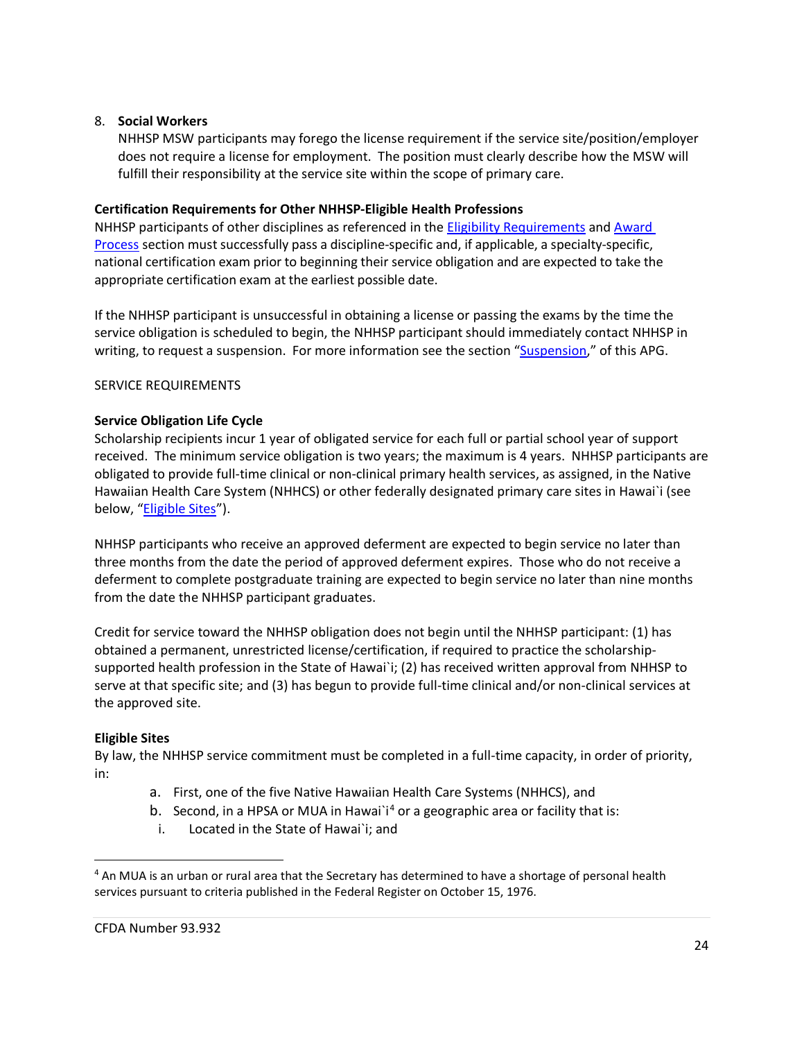8. **Social Workers**
   NHHSP MSW participants may forego the license requirement if the service site/position/employer does not require a license for employment. The position must clearly describe how the MSW will fulfill their responsibility at the service site within the scope of primary care.

**Certification Requirements for Other NHHSP-Eligible Health Professions**
NHHSP participants of other disciplines as referenced in the Eligibility Requirements and Award Process section must successfully pass a discipline-specific and, if applicable, a specialty-specific, national certification exam prior to beginning their service obligation and are expected to take the appropriate certification exam at the earliest possible date.

If the NHHSP participant is unsuccessful in obtaining a license or passing the exams by the time the service obligation is scheduled to begin, the NHHSP participant should immediately contact NHHSP in writing, to request a suspension. For more information see the section "Suspension," of this APG.

SERVICE REQUIREMENTS

**Service Obligation Life Cycle**
Scholarship recipients incur 1 year of obligated service for each full or partial school year of support received. The minimum service obligation is two years; the maximum is 4 years. NHHSP participants are obligated to provide full-time clinical or non-clinical primary health services, as assigned, in the Native Hawaiian Health Care System (NHHCS) or other federally designated primary care sites in Hawai`i (see below, "Eligible Sites").

NHHSP participants who receive an approved deferment are expected to begin service no later than three months from the date the period of approved deferment expires. Those who do not receive a deferment to complete postgraduate training are expected to begin service no later than nine months from the date the NHHSP participant graduates.

Credit for service toward the NHHSP obligation does not begin until the NHHSP participant: (1) has obtained a permanent, unrestricted license/certification, if required to practice the scholarship-supported health profession in the State of Hawai`i; (2) has received written approval from NHHSP to serve at that specific site; and (3) has begun to provide full-time clinical and/or non-clinical services at the approved site.

**Eligible Sites**
By law, the NHHSP service commitment must be completed in a full-time capacity, in order of priority, in:

a. First, one of the five Native Hawaiian Health Care Systems (NHHCS), and
b. Second, in a HPSA or MUA in Hawai`i[4] or a geographic area or facility that is:
   i. Located in the State of Hawai`i; and

[4] An MUA is an urban or rural area that the Secretary has determined to have a shortage of personal health services pursuant to criteria published in the Federal Register on October 15, 1976.

CFDA Number 93.932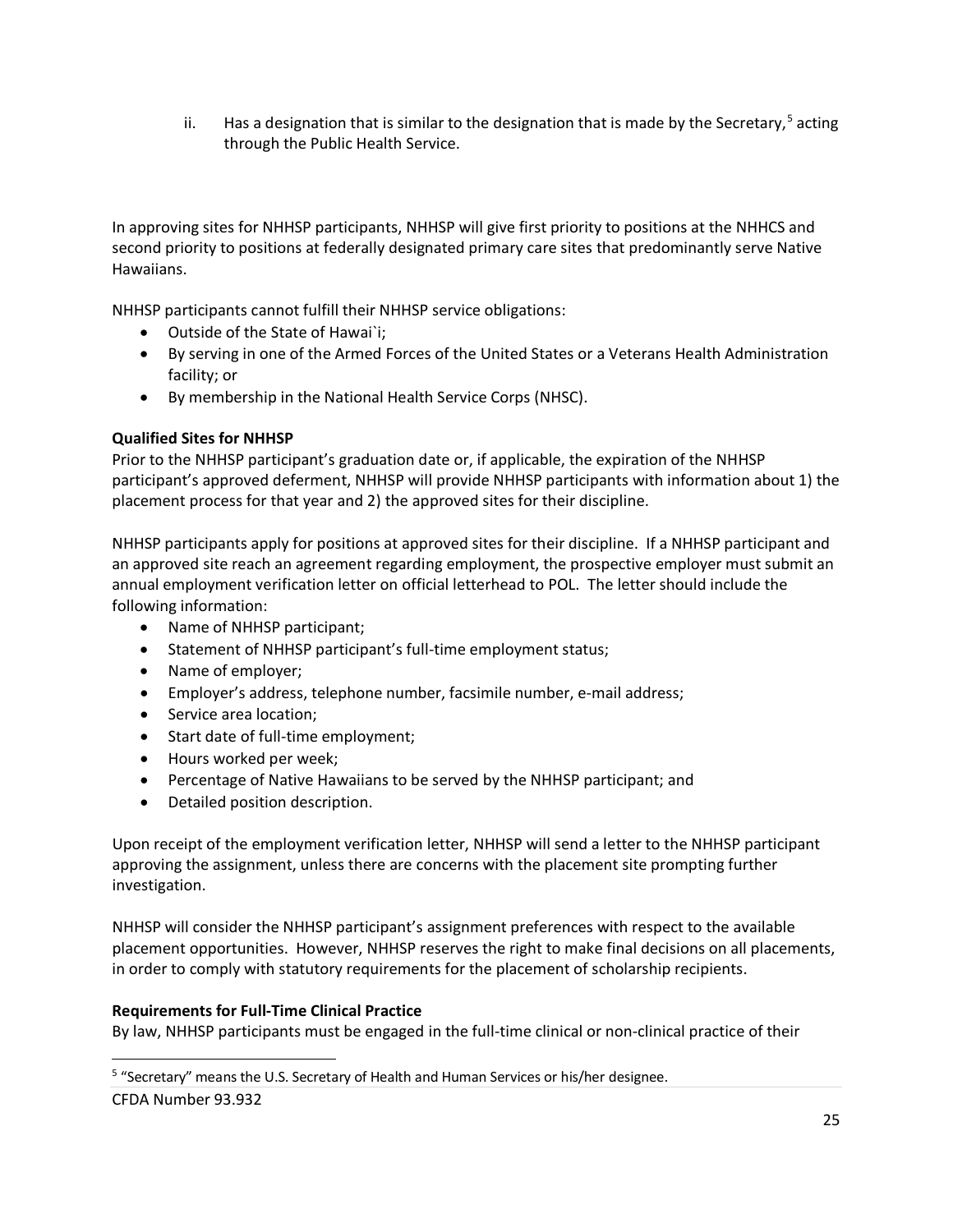ii. Has a designation that is similar to the designation that is made by the Secretary,[5] acting through the Public Health Service.

In approving sites for NHHSP participants, NHHSP will give first priority to positions at the NHHCS and second priority to positions at federally designated primary care sites that predominantly serve Native Hawaiians.

NHHSP participants cannot fulfill their NHHSP service obligations:

- Outside of the State of Hawai`i;
- By serving in one of the Armed Forces of the United States or a Veterans Health Administration facility; or
- By membership in the National Health Service Corps (NHSC).

**Qualified Sites for NHHSP**

Prior to the NHHSP participant's graduation date or, if applicable, the expiration of the NHHSP participant's approved deferment, NHHSP will provide NHHSP participants with information about 1) the placement process for that year and 2) the approved sites for their discipline.

NHHSP participants apply for positions at approved sites for their discipline. If a NHHSP participant and an approved site reach an agreement regarding employment, the prospective employer must submit an annual employment verification letter on official letterhead to POL. The letter should include the following information:

- Name of NHHSP participant;
- Statement of NHHSP participant's full-time employment status;
- Name of employer;
- Employer's address, telephone number, facsimile number, e-mail address;
- Service area location;
- Start date of full-time employment;
- Hours worked per week;
- Percentage of Native Hawaiians to be served by the NHHSP participant; and
- Detailed position description.

Upon receipt of the employment verification letter, NHHSP will send a letter to the NHHSP participant approving the assignment, unless there are concerns with the placement site prompting further investigation.

NHHSP will consider the NHHSP participant's assignment preferences with respect to the available placement opportunities. However, NHHSP reserves the right to make final decisions on all placements, in order to comply with statutory requirements for the placement of scholarship recipients.

**Requirements for Full-Time Clinical Practice**

By law, NHHSP participants must be engaged in the full-time clinical or non-clinical practice of their

[5] "Secretary" means the U.S. Secretary of Health and Human Services or his/her designee.

CFDA Number 93.932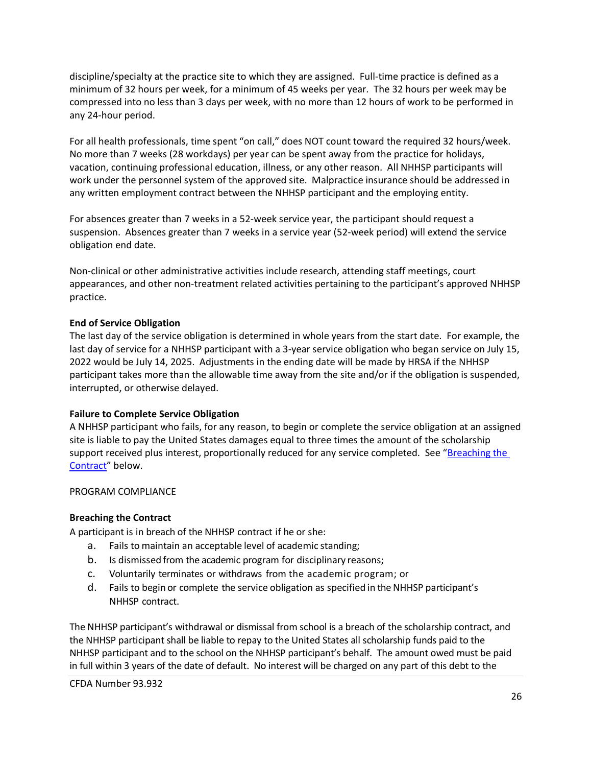discipline/specialty at the practice site to which they are assigned. Full-time practice is defined as a minimum of 32 hours per week, for a minimum of 45 weeks per year. The 32 hours per week may be compressed into no less than 3 days per week, with no more than 12 hours of work to be performed in any 24-hour period.

For all health professionals, time spent "on call," does NOT count toward the required 32 hours/week. No more than 7 weeks (28 workdays) per year can be spent away from the practice for holidays, vacation, continuing professional education, illness, or any other reason. All NHHSP participants will work under the personnel system of the approved site. Malpractice insurance should be addressed in any written employment contract between the NHHSP participant and the employing entity.

For absences greater than 7 weeks in a 52-week service year, the participant should request a suspension. Absences greater than 7 weeks in a service year (52-week period) will extend the service obligation end date.

Non-clinical or other administrative activities include research, attending staff meetings, court appearances, and other non-treatment related activities pertaining to the participant's approved NHHSP practice.

**End of Service Obligation**

The last day of the service obligation is determined in whole years from the start date. For example, the last day of service for a NHHSP participant with a 3-year service obligation who began service on July 15, 2022 would be July 14, 2025. Adjustments in the ending date will be made by HRSA if the NHHSP participant takes more than the allowable time away from the site and/or if the obligation is suspended, interrupted, or otherwise delayed.

**Failure to Complete Service Obligation**

A NHHSP participant who fails, for any reason, to begin or complete the service obligation at an assigned site is liable to pay the United States damages equal to three times the amount of the scholarship support received plus interest, proportionally reduced for any service completed. See "[Breaching the Contract]" below.

PROGRAM COMPLIANCE

**Breaching the Contract**

A participant is in breach of the NHHSP contract if he or she:

a. Fails to maintain an acceptable level of academic standing;
b. Is dismissed from the academic program for disciplinary reasons;
c. Voluntarily terminates or withdraws from the academic program; or
d. Fails to begin or complete the service obligation as specified in the NHHSP participant's NHHSP contract.

The NHHSP participant's withdrawal or dismissal from school is a breach of the scholarship contract, and the NHHSP participant shall be liable to repay to the United States all scholarship funds paid to the NHHSP participant and to the school on the NHHSP participant's behalf. The amount owed must be paid in full within 3 years of the date of default. No interest will be charged on any part of this debt to the

CFDA Number 93.932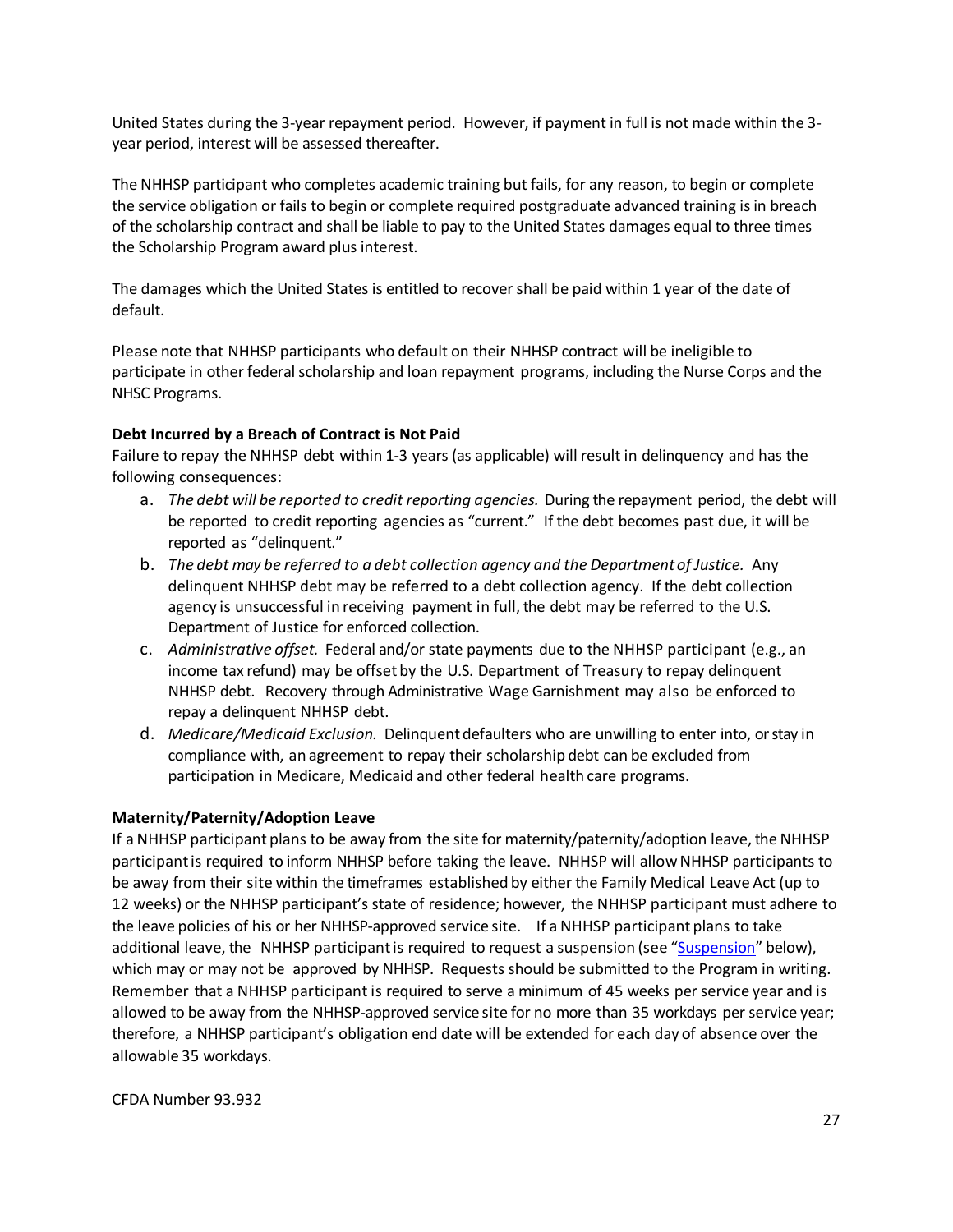United States during the 3-year repayment period. However, if payment in full is not made within the 3-year period, interest will be assessed thereafter.

The NHHSP participant who completes academic training but fails, for any reason, to begin or complete the service obligation or fails to begin or complete required postgraduate advanced training is in breach of the scholarship contract and shall be liable to pay to the United States damages equal to three times the Scholarship Program award plus interest.

The damages which the United States is entitled to recover shall be paid within 1 year of the date of default.

Please note that NHHSP participants who default on their NHHSP contract will be ineligible to participate in other federal scholarship and loan repayment programs, including the Nurse Corps and the NHSC Programs.

**Debt Incurred by a Breach of Contract is Not Paid**

Failure to repay the NHHSP debt within 1-3 years (as applicable) will result in delinquency and has the following consequences:

a. *The debt will be reported to credit reporting agencies.* During the repayment period, the debt will be reported to credit reporting agencies as "current." If the debt becomes past due, it will be reported as "delinquent."
b. *The debt may be referred to a debt collection agency and the Department of Justice.* Any delinquent NHHSP debt may be referred to a debt collection agency. If the debt collection agency is unsuccessful in receiving payment in full, the debt may be referred to the U.S. Department of Justice for enforced collection.
c. *Administrative offset.* Federal and/or state payments due to the NHHSP participant (e.g., an income tax refund) may be offset by the U.S. Department of Treasury to repay delinquent NHHSP debt. Recovery through Administrative Wage Garnishment may also be enforced to repay a delinquent NHHSP debt.
d. *Medicare/Medicaid Exclusion.* Delinquent defaulters who are unwilling to enter into, or stay in compliance with, an agreement to repay their scholarship debt can be excluded from participation in Medicare, Medicaid and other federal health care programs.

**Maternity/Paternity/Adoption Leave**

If a NHHSP participant plans to be away from the site for maternity/paternity/adoption leave, the NHHSP participant is required to inform NHHSP before taking the leave. NHHSP will allow NHHSP participants to be away from their site within the timeframes established by either the Family Medical Leave Act (up to 12 weeks) or the NHHSP participant's state of residence; however, the NHHSP participant must adhere to the leave policies of his or her NHHSP-approved service site. If a NHHSP participant plans to take additional leave, the NHHSP participant is required to request a suspension (see "Suspension" below), which may or may not be approved by NHHSP. Requests should be submitted to the Program in writing. Remember that a NHHSP participant is required to serve a minimum of 45 weeks per service year and is allowed to be away from the NHHSP-approved service site for no more than 35 workdays per service year; therefore, a NHHSP participant's obligation end date will be extended for each day of absence over the allowable 35 workdays.

CFDA Number 93.932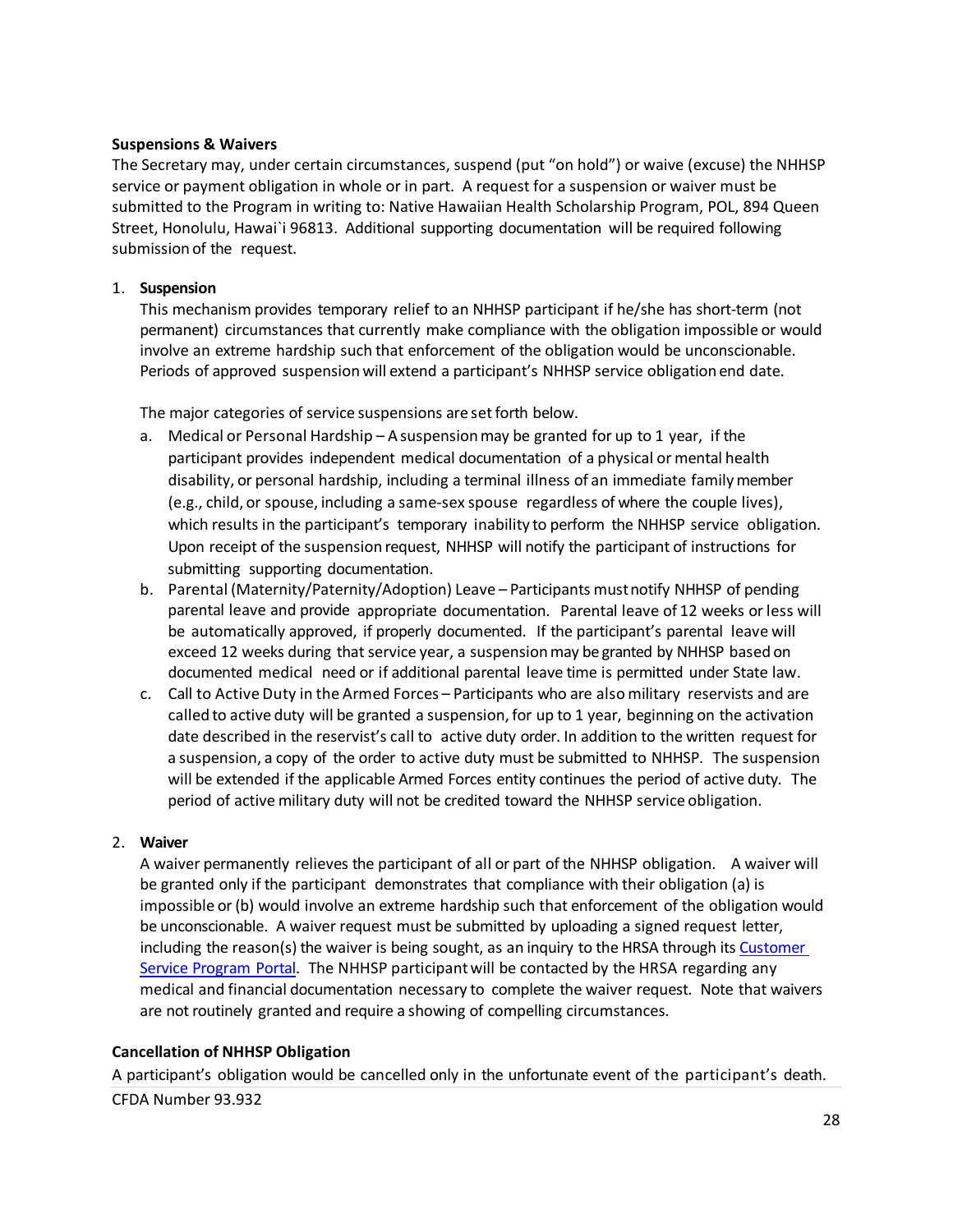**Suspensions & Waivers**

The Secretary may, under certain circumstances, suspend (put "on hold") or waive (excuse) the NHHSP service or payment obligation in whole or in part. A request for a suspension or waiver must be submitted to the Program in writing to: Native Hawaiian Health Scholarship Program, POL, 894 Queen Street, Honolulu, Hawai`i 96813. Additional supporting documentation will be required following submission of the request.

1. **Suspension**

   This mechanism provides temporary relief to an NHHSP participant if he/she has short-term (not permanent) circumstances that currently make compliance with the obligation impossible or would involve an extreme hardship such that enforcement of the obligation would be unconscionable. Periods of approved suspension will extend a participant's NHHSP service obligation end date.

   The major categories of service suspensions are set forth below.

   a. Medical or Personal Hardship – A suspension may be granted for up to 1 year, if the participant provides independent medical documentation of a physical or mental health disability, or personal hardship, including a terminal illness of an immediate family member (e.g., child, or spouse, including a same-sex spouse regardless of where the couple lives), which results in the participant's temporary inability to perform the NHHSP service obligation. Upon receipt of the suspension request, NHHSP will notify the participant of instructions for submitting supporting documentation.
   b. Parental (Maternity/Paternity/Adoption) Leave – Participants must notify NHHSP of pending parental leave and provide appropriate documentation. Parental leave of 12 weeks or less will be automatically approved, if properly documented. If the participant's parental leave will exceed 12 weeks during that service year, a suspension may be granted by NHHSP based on documented medical need or if additional parental leave time is permitted under State law.
   c. Call to Active Duty in the Armed Forces – Participants who are also military reservists and are called to active duty will be granted a suspension, for up to 1 year, beginning on the activation date described in the reservist's call to active duty order. In addition to the written request for a suspension, a copy of the order to active duty must be submitted to NHHSP. The suspension will be extended if the applicable Armed Forces entity continues the period of active duty. The period of active military duty will not be credited toward the NHHSP service obligation.

2. **Waiver**

   A waiver permanently relieves the participant of all or part of the NHHSP obligation. A waiver will be granted only if the participant demonstrates that compliance with their obligation (a) is impossible or (b) would involve an extreme hardship such that enforcement of the obligation would be unconscionable. A waiver request must be submitted by uploading a signed request letter, including the reason(s) the waiver is being sought, as an inquiry to the HRSA through its [Customer Service Program Portal](). The NHHSP participant will be contacted by the HRSA regarding any medical and financial documentation necessary to complete the waiver request. Note that waivers are not routinely granted and require a showing of compelling circumstances.

**Cancellation of NHHSP Obligation**

A participant's obligation would be cancelled only in the unfortunate event of the participant's death.

CFDA Number 93.932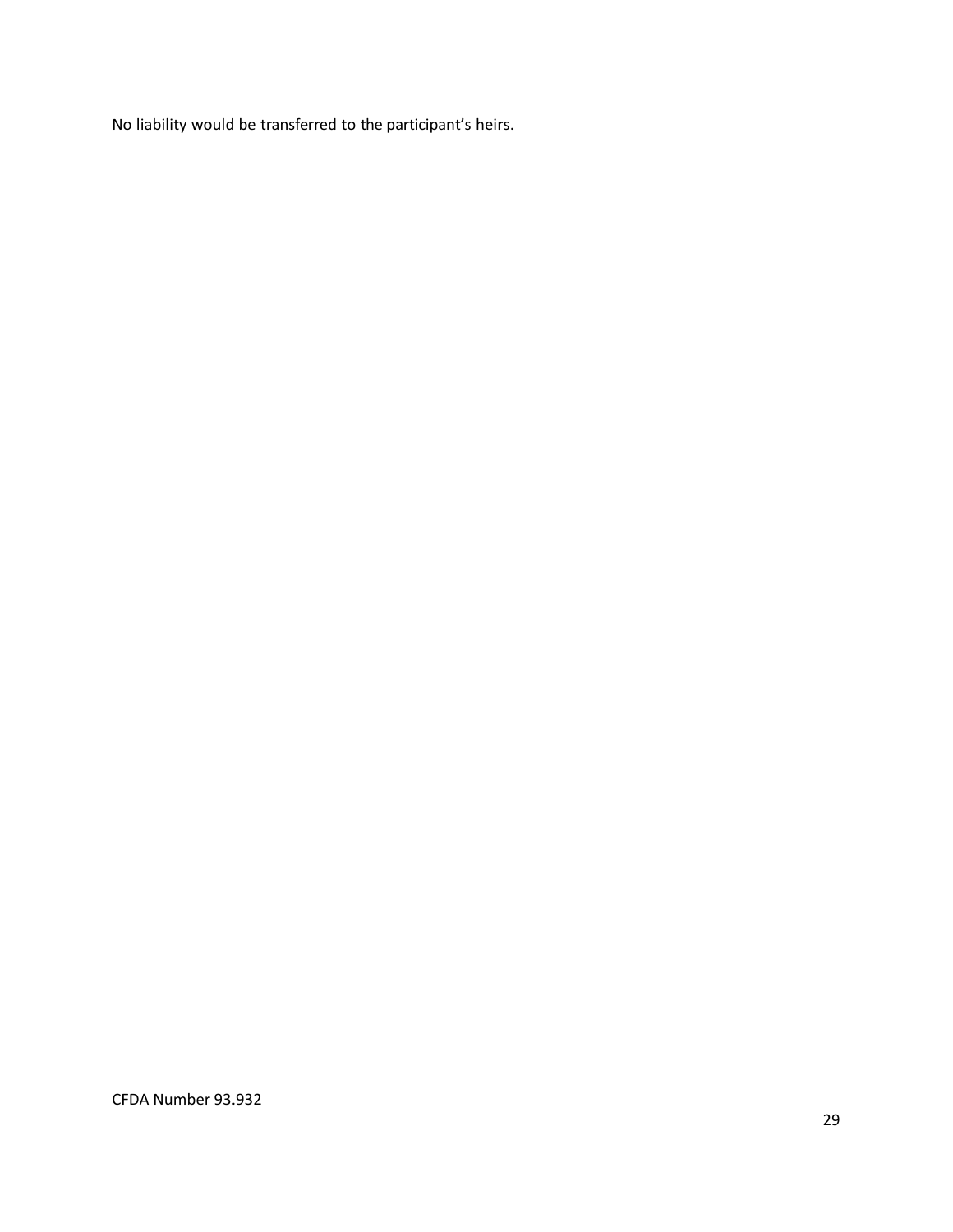No liability would be transferred to the participant's heirs.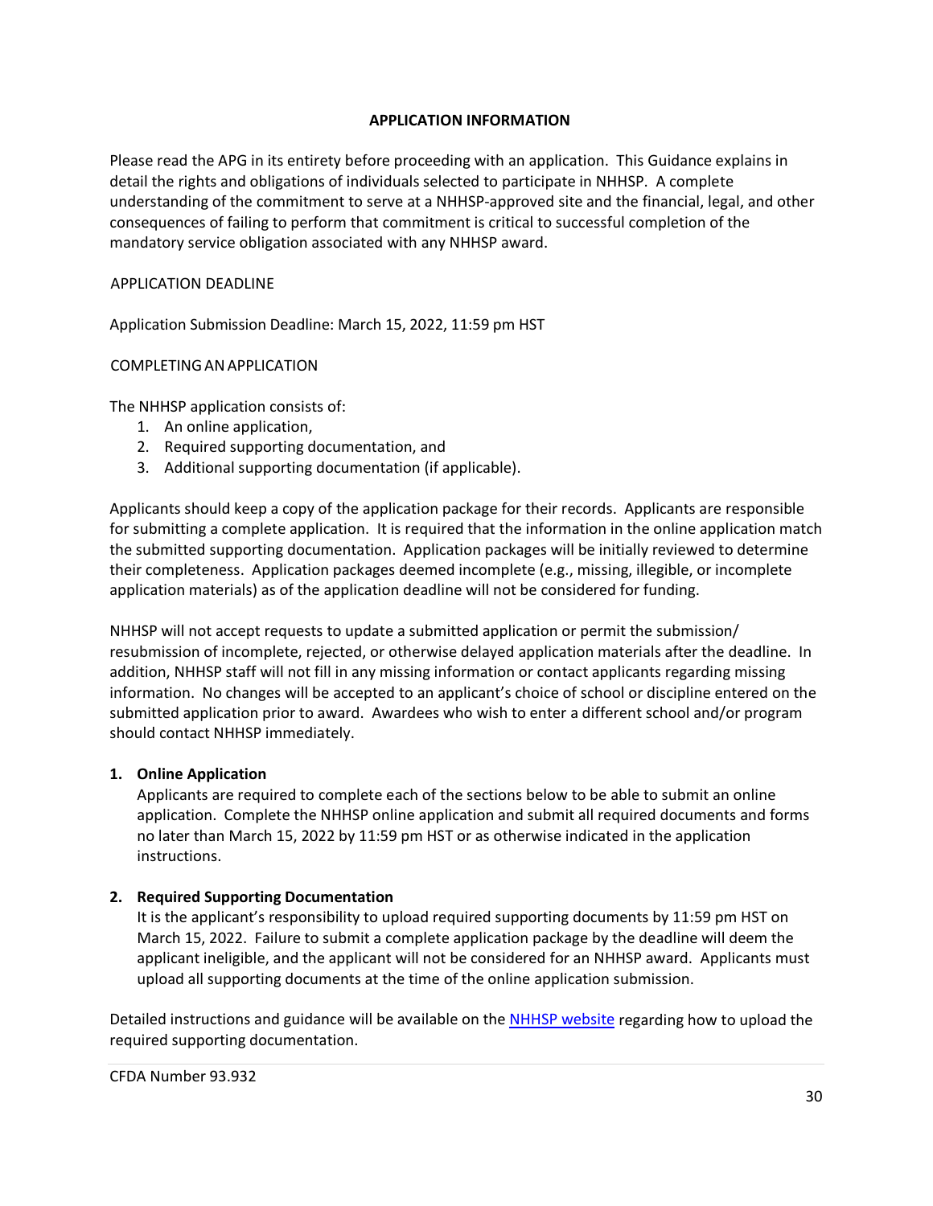## APPLICATION INFORMATION

Please read the APG in its entirety before proceeding with an application. This Guidance explains in detail the rights and obligations of individuals selected to participate in NHHSP. A complete understanding of the commitment to serve at a NHHSP-approved site and the financial, legal, and other consequences of failing to perform that commitment is critical to successful completion of the mandatory service obligation associated with any NHHSP award.

### APPLICATION DEADLINE

Application Submission Deadline: March 15, 2022, 11:59 pm HST

### COMPLETING AN APPLICATION

The NHHSP application consists of:

1. An online application,
2. Required supporting documentation, and
3. Additional supporting documentation (if applicable).

Applicants should keep a copy of the application package for their records. Applicants are responsible for submitting a complete application. It is required that the information in the online application match the submitted supporting documentation. Application packages will be initially reviewed to determine their completeness. Application packages deemed incomplete (e.g., missing, illegible, or incomplete application materials) as of the application deadline will not be considered for funding.

NHHSP will not accept requests to update a submitted application or permit the submission/ resubmission of incomplete, rejected, or otherwise delayed application materials after the deadline. In addition, NHHSP staff will not fill in any missing information or contact applicants regarding missing information. No changes will be accepted to an applicant's choice of school or discipline entered on the submitted application prior to award. Awardees who wish to enter a different school and/or program should contact NHHSP immediately.

**1. Online Application**

Applicants are required to complete each of the sections below to be able to submit an online application. Complete the NHHSP online application and submit all required documents and forms no later than March 15, 2022 by 11:59 pm HST or as otherwise indicated in the application instructions.

**2. Required Supporting Documentation**

It is the applicant's responsibility to upload required supporting documents by 11:59 pm HST on March 15, 2022. Failure to submit a complete application package by the deadline will deem the applicant ineligible, and the applicant will not be considered for an NHHSP award. Applicants must upload all supporting documents at the time of the online application submission.

Detailed instructions and guidance will be available on the NHHSP website regarding how to upload the required supporting documentation.

CFDA Number 93.932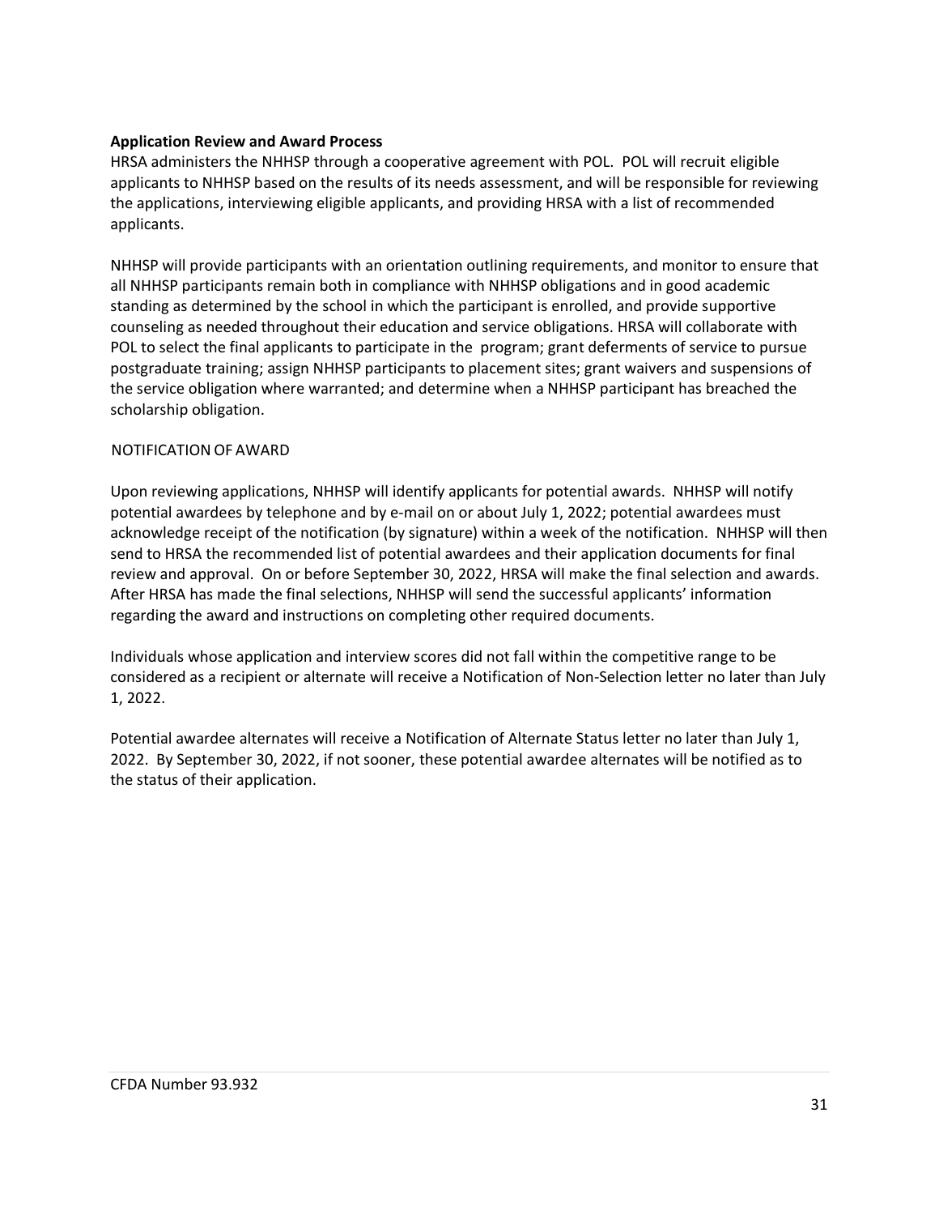**Application Review and Award Process**

HRSA administers the NHHSP through a cooperative agreement with POL. POL will recruit eligible applicants to NHHSP based on the results of its needs assessment, and will be responsible for reviewing the applications, interviewing eligible applicants, and providing HRSA with a list of recommended applicants.

NHHSP will provide participants with an orientation outlining requirements, and monitor to ensure that all NHHSP participants remain both in compliance with NHHSP obligations and in good academic standing as determined by the school in which the participant is enrolled, and provide supportive counseling as needed throughout their education and service obligations. HRSA will collaborate with POL to select the final applicants to participate in the program; grant deferments of service to pursue postgraduate training; assign NHHSP participants to placement sites; grant waivers and suspensions of the service obligation where warranted; and determine when a NHHSP participant has breached the scholarship obligation.

NOTIFICATION OF AWARD

Upon reviewing applications, NHHSP will identify applicants for potential awards. NHHSP will notify potential awardees by telephone and by e-mail on or about July 1, 2022; potential awardees must acknowledge receipt of the notification (by signature) within a week of the notification. NHHSP will then send to HRSA the recommended list of potential awardees and their application documents for final review and approval. On or before September 30, 2022, HRSA will make the final selection and awards. After HRSA has made the final selections, NHHSP will send the successful applicants' information regarding the award and instructions on completing other required documents.

Individuals whose application and interview scores did not fall within the competitive range to be considered as a recipient or alternate will receive a Notification of Non-Selection letter no later than July 1, 2022.

Potential awardee alternates will receive a Notification of Alternate Status letter no later than July 1, 2022. By September 30, 2022, if not sooner, these potential awardee alternates will be notified as to the status of their application.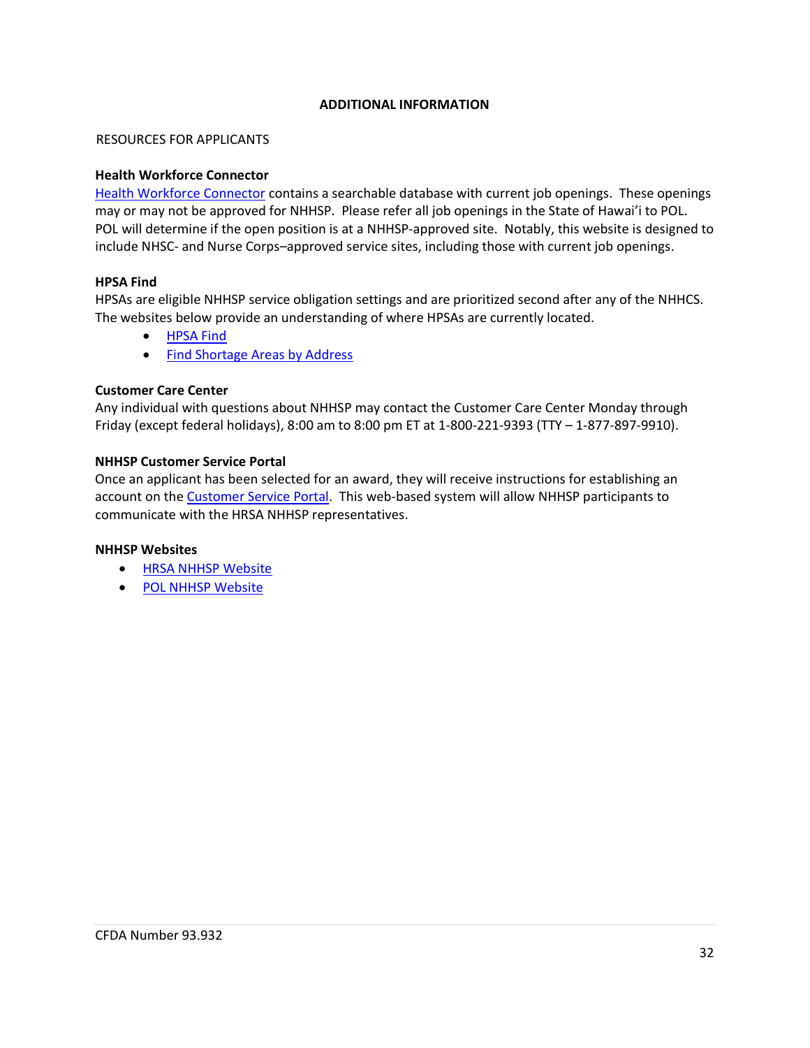## ADDITIONAL INFORMATION

RESOURCES FOR APPLICANTS

**Health Workforce Connector**

Health Workforce Connector contains a searchable database with current job openings. These openings may or may not be approved for NHHSP. Please refer all job openings in the State of Hawai'i to POL. POL will determine if the open position is at a NHHSP-approved site. Notably, this website is designed to include NHSC- and Nurse Corps–approved service sites, including those with current job openings.

**HPSA Find**

HPSAs are eligible NHHSP service obligation settings and are prioritized second after any of the NHHCS. The websites below provide an understanding of where HPSAs are currently located.

- HPSA Find
- Find Shortage Areas by Address

**Customer Care Center**

Any individual with questions about NHHSP may contact the Customer Care Center Monday through Friday (except federal holidays), 8:00 am to 8:00 pm ET at 1-800-221-9393 (TTY – 1-877-897-9910).

**NHHSP Customer Service Portal**

Once an applicant has been selected for an award, they will receive instructions for establishing an account on the Customer Service Portal. This web-based system will allow NHHSP participants to communicate with the HRSA NHHSP representatives.

**NHHSP Websites**

- HRSA NHHSP Website
- POL NHHSP Website

CFDA Number 93.932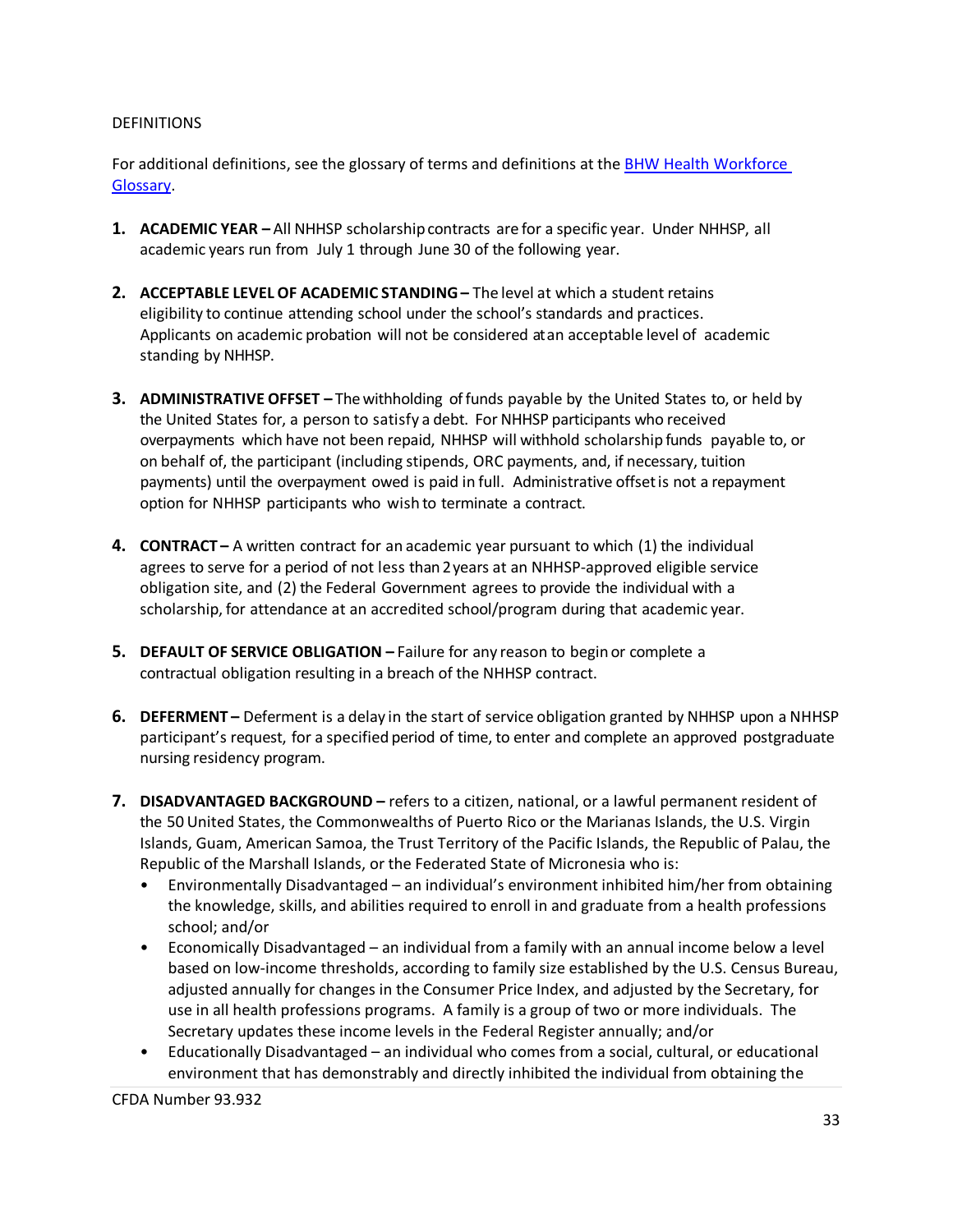DEFINITIONS

For additional definitions, see the glossary of terms and definitions at the [BHW Health Workforce Glossary]().

1. **ACADEMIC YEAR –** All NHHSP scholarship contracts are for a specific year. Under NHHSP, all academic years run from July 1 through June 30 of the following year.

2. **ACCEPTABLE LEVEL OF ACADEMIC STANDING –** The level at which a student retains eligibility to continue attending school under the school's standards and practices. Applicants on academic probation will not be considered at an acceptable level of academic standing by NHHSP.

3. **ADMINISTRATIVE OFFSET –** The withholding of funds payable by the United States to, or held by the United States for, a person to satisfy a debt. For NHHSP participants who received overpayments which have not been repaid, NHHSP will withhold scholarship funds payable to, or on behalf of, the participant (including stipends, ORC payments, and, if necessary, tuition payments) until the overpayment owed is paid in full. Administrative offset is not a repayment option for NHHSP participants who wish to terminate a contract.

4. **CONTRACT –** A written contract for an academic year pursuant to which (1) the individual agrees to serve for a period of not less than 2 years at an NHHSP-approved eligible service obligation site, and (2) the Federal Government agrees to provide the individual with a scholarship, for attendance at an accredited school/program during that academic year.

5. **DEFAULT OF SERVICE OBLIGATION –** Failure for any reason to begin or complete a contractual obligation resulting in a breach of the NHHSP contract.

6. **DEFERMENT –** Deferment is a delay in the start of service obligation granted by NHHSP upon a NHHSP participant's request, for a specified period of time, to enter and complete an approved postgraduate nursing residency program.

7. **DISADVANTAGED BACKGROUND –** refers to a citizen, national, or a lawful permanent resident of the 50 United States, the Commonwealths of Puerto Rico or the Marianas Islands, the U.S. Virgin Islands, Guam, American Samoa, the Trust Territory of the Pacific Islands, the Republic of Palau, the Republic of the Marshall Islands, or the Federated State of Micronesia who is:
   - Environmentally Disadvantaged – an individual's environment inhibited him/her from obtaining the knowledge, skills, and abilities required to enroll in and graduate from a health professions school; and/or
   - Economically Disadvantaged – an individual from a family with an annual income below a level based on low-income thresholds, according to family size established by the U.S. Census Bureau, adjusted annually for changes in the Consumer Price Index, and adjusted by the Secretary, for use in all health professions programs. A family is a group of two or more individuals. The Secretary updates these income levels in the Federal Register annually; and/or
   - Educationally Disadvantaged – an individual who comes from a social, cultural, or educational environment that has demonstrably and directly inhibited the individual from obtaining the

CFDA Number 93.932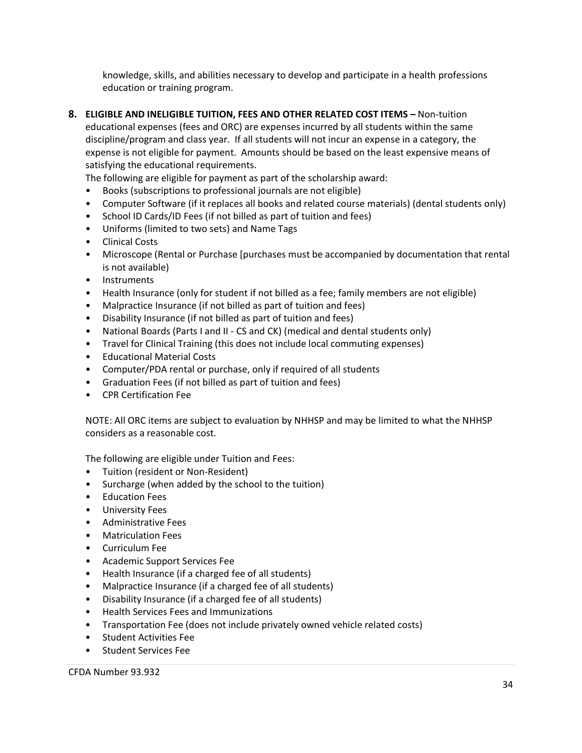knowledge, skills, and abilities necessary to develop and participate in a health professions education or training program.

8. **ELIGIBLE AND INELIGIBLE TUITION, FEES AND OTHER RELATED COST ITEMS –** Non-tuition educational expenses (fees and ORC) are expenses incurred by all students within the same discipline/program and class year. If all students will not incur an expense in a category, the expense is not eligible for payment. Amounts should be based on the least expensive means of satisfying the educational requirements.

   The following are eligible for payment as part of the scholarship award:

   - Books (subscriptions to professional journals are not eligible)
   - Computer Software (if it replaces all books and related course materials) (dental students only)
   - School ID Cards/ID Fees (if not billed as part of tuition and fees)
   - Uniforms (limited to two sets) and Name Tags
   - Clinical Costs
   - Microscope (Rental or Purchase [purchases must be accompanied by documentation that rental is not available)
   - Instruments
   - Health Insurance (only for student if not billed as a fee; family members are not eligible)
   - Malpractice Insurance (if not billed as part of tuition and fees)
   - Disability Insurance (if not billed as part of tuition and fees)
   - National Boards (Parts I and II - CS and CK) (medical and dental students only)
   - Travel for Clinical Training (this does not include local commuting expenses)
   - Educational Material Costs
   - Computer/PDA rental or purchase, only if required of all students
   - Graduation Fees (if not billed as part of tuition and fees)
   - CPR Certification Fee

   NOTE: All ORC items are subject to evaluation by NHHSP and may be limited to what the NHHSP considers as a reasonable cost.

   The following are eligible under Tuition and Fees:

   - Tuition (resident or Non-Resident)
   - Surcharge (when added by the school to the tuition)
   - Education Fees
   - University Fees
   - Administrative Fees
   - Matriculation Fees
   - Curriculum Fee
   - Academic Support Services Fee
   - Health Insurance (if a charged fee of all students)
   - Malpractice Insurance (if a charged fee of all students)
   - Disability Insurance (if a charged fee of all students)
   - Health Services Fees and Immunizations
   - Transportation Fee (does not include privately owned vehicle related costs)
   - Student Activities Fee
   - Student Services Fee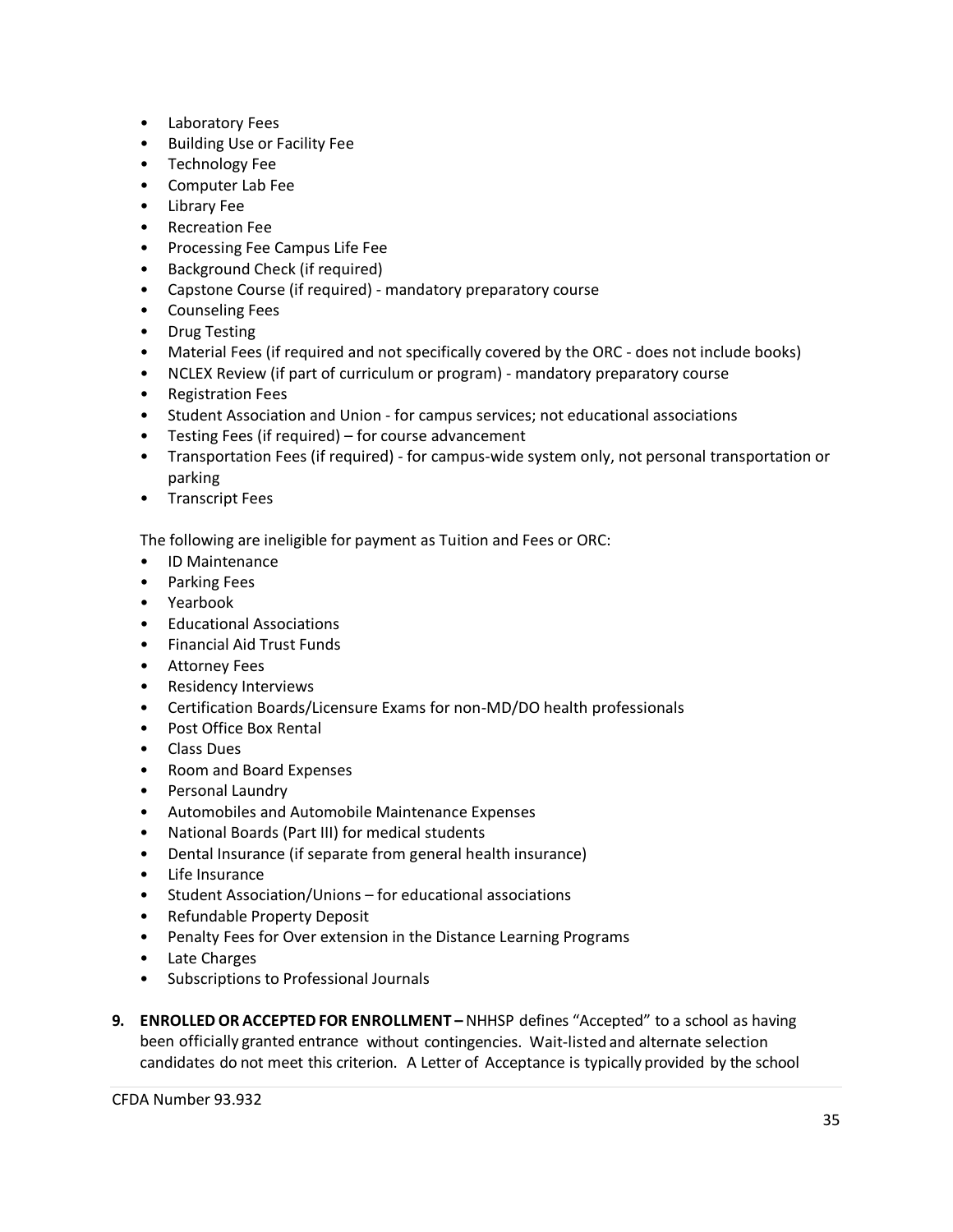- Laboratory Fees
- Building Use or Facility Fee
- Technology Fee
- Computer Lab Fee
- Library Fee
- Recreation Fee
- Processing Fee Campus Life Fee
- Background Check (if required)
- Capstone Course (if required) - mandatory preparatory course
- Counseling Fees
- Drug Testing
- Material Fees (if required and not specifically covered by the ORC - does not include books)
- NCLEX Review (if part of curriculum or program) - mandatory preparatory course
- Registration Fees
- Student Association and Union - for campus services; not educational associations
- Testing Fees (if required) – for course advancement
- Transportation Fees (if required) - for campus-wide system only, not personal transportation or parking
- Transcript Fees

The following are ineligible for payment as Tuition and Fees or ORC:

- ID Maintenance
- Parking Fees
- Yearbook
- Educational Associations
- Financial Aid Trust Funds
- Attorney Fees
- Residency Interviews
- Certification Boards/Licensure Exams for non-MD/DO health professionals
- Post Office Box Rental
- Class Dues
- Room and Board Expenses
- Personal Laundry
- Automobiles and Automobile Maintenance Expenses
- National Boards (Part III) for medical students
- Dental Insurance (if separate from general health insurance)
- Life Insurance
- Student Association/Unions – for educational associations
- Refundable Property Deposit
- Penalty Fees for Over extension in the Distance Learning Programs
- Late Charges
- Subscriptions to Professional Journals

9. **ENROLLED OR ACCEPTED FOR ENROLLMENT –** NHHSP defines "Accepted" to a school as having been officially granted entrance without contingencies. Wait-listed and alternate selection candidates do not meet this criterion. A Letter of Acceptance is typically provided by the school

CFDA Number 93.932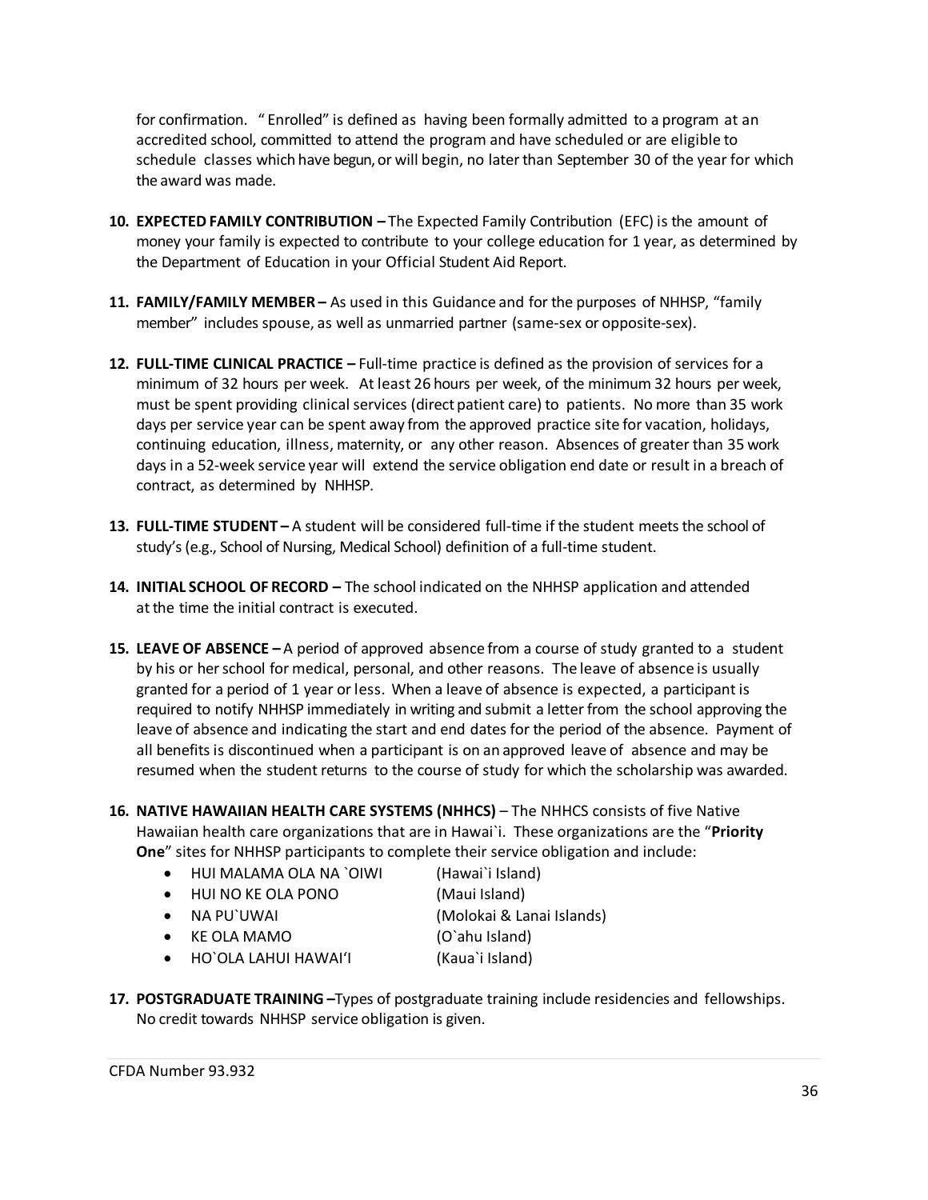for confirmation. " Enrolled" is defined as having been formally admitted to a program at an accredited school, committed to attend the program and have scheduled or are eligible to schedule classes which have begun, or will begin, no later than September 30 of the year for which the award was made.

10. **EXPECTED FAMILY CONTRIBUTION –** The Expected Family Contribution (EFC) is the amount of money your family is expected to contribute to your college education for 1 year, as determined by the Department of Education in your Official Student Aid Report.

11. **FAMILY/FAMILY MEMBER –** As used in this Guidance and for the purposes of NHHSP, "family member" includes spouse, as well as unmarried partner (same-sex or opposite-sex).

12. **FULL-TIME CLINICAL PRACTICE –** Full-time practice is defined as the provision of services for a minimum of 32 hours per week. At least 26 hours per week, of the minimum 32 hours per week, must be spent providing clinical services (direct patient care) to patients. No more than 35 work days per service year can be spent away from the approved practice site for vacation, holidays, continuing education, illness, maternity, or any other reason. Absences of greater than 35 work days in a 52-week service year will extend the service obligation end date or result in a breach of contract, as determined by NHHSP.

13. **FULL-TIME STUDENT –** A student will be considered full-time if the student meets the school of study's (e.g., School of Nursing, Medical School) definition of a full-time student.

14. **INITIAL SCHOOL OF RECORD –** The school indicated on the NHHSP application and attended at the time the initial contract is executed.

15. **LEAVE OF ABSENCE –** A period of approved absence from a course of study granted to a student by his or her school for medical, personal, and other reasons. The leave of absence is usually granted for a period of 1 year or less. When a leave of absence is expected, a participant is required to notify NHHSP immediately in writing and submit a letter from the school approving the leave of absence and indicating the start and end dates for the period of the absence. Payment of all benefits is discontinued when a participant is on an approved leave of absence and may be resumed when the student returns to the course of study for which the scholarship was awarded.

16. **NATIVE HAWAIIAN HEALTH CARE SYSTEMS (NHHCS)** – The NHHCS consists of five Native Hawaiian health care organizations that are in Hawai`i. These organizations are the "**Priority One**" sites for NHHSP participants to complete their service obligation and include:
    - HUI MALAMA OLA NA `OIWI (Hawai`i Island)
    - HUI NO KE OLA PONO (Maui Island)
    - NA PU`UWAI (Molokai & Lanai Islands)
    - KE OLA MAMO (O`ahu Island)
    - HO`OLA LAHUI HAWAI'I (Kaua`i Island)

17. **POSTGRADUATE TRAINING –** Types of postgraduate training include residencies and fellowships. No credit towards NHHSP service obligation is given.

CFDA Number 93.932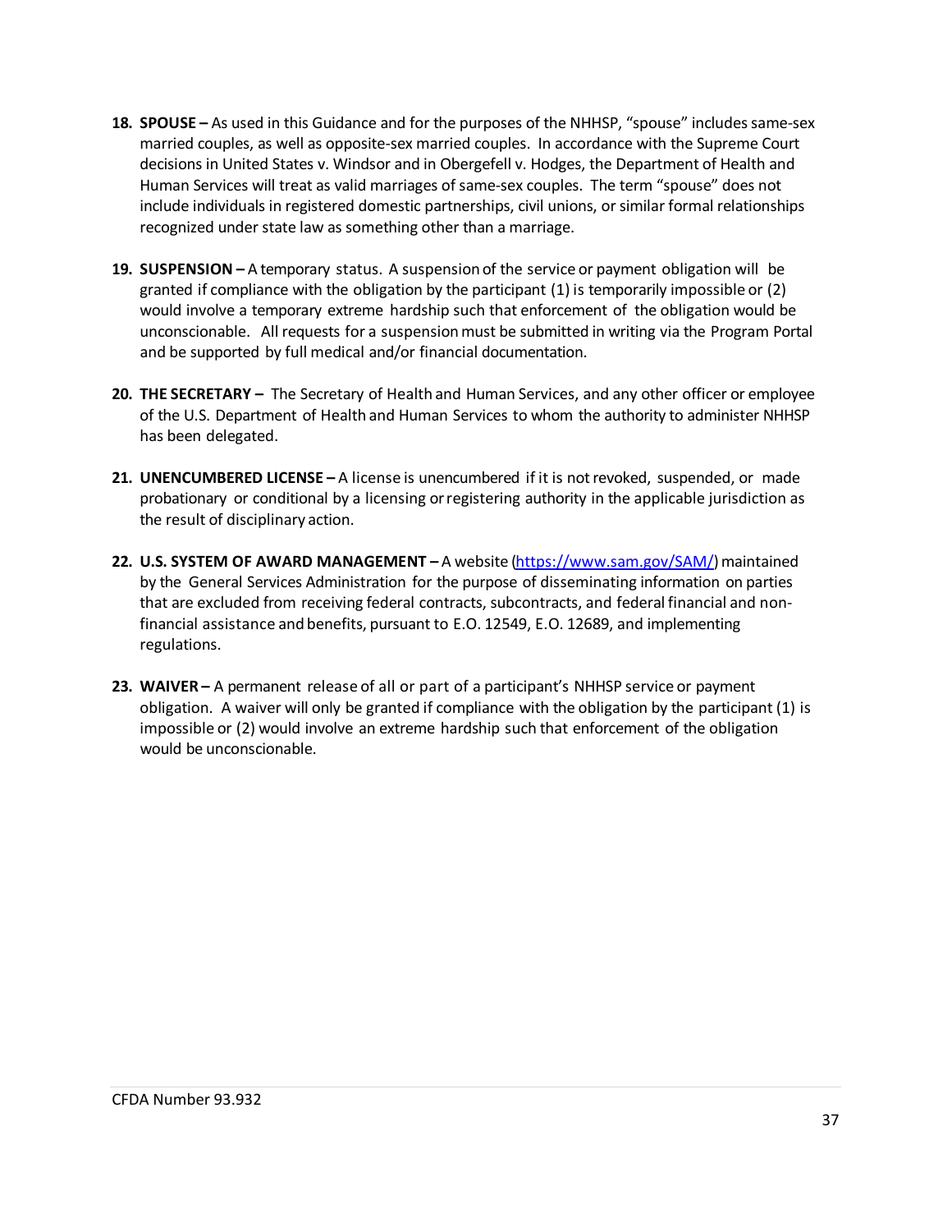18. **SPOUSE –** As used in this Guidance and for the purposes of the NHHSP, "spouse" includes same-sex married couples, as well as opposite-sex married couples. In accordance with the Supreme Court decisions in United States v. Windsor and in Obergefell v. Hodges, the Department of Health and Human Services will treat as valid marriages of same-sex couples. The term "spouse" does not include individuals in registered domestic partnerships, civil unions, or similar formal relationships recognized under state law as something other than a marriage.

19. **SUSPENSION –** A temporary status. A suspension of the service or payment obligation will be granted if compliance with the obligation by the participant (1) is temporarily impossible or (2) would involve a temporary extreme hardship such that enforcement of the obligation would be unconscionable. All requests for a suspension must be submitted in writing via the Program Portal and be supported by full medical and/or financial documentation.

20. **THE SECRETARY –** The Secretary of Health and Human Services, and any other officer or employee of the U.S. Department of Health and Human Services to whom the authority to administer NHHSP has been delegated.

21. **UNENCUMBERED LICENSE –** A license is unencumbered if it is not revoked, suspended, or made probationary or conditional by a licensing or registering authority in the applicable jurisdiction as the result of disciplinary action.

22. **U.S. SYSTEM OF AWARD MANAGEMENT –** A website (https://www.sam.gov/SAM/) maintained by the General Services Administration for the purpose of disseminating information on parties that are excluded from receiving federal contracts, subcontracts, and federal financial and non-financial assistance and benefits, pursuant to E.O. 12549, E.O. 12689, and implementing regulations.

23. **WAIVER –** A permanent release of all or part of a participant's NHHSP service or payment obligation. A waiver will only be granted if compliance with the obligation by the participant (1) is impossible or (2) would involve an extreme hardship such that enforcement of the obligation would be unconscionable.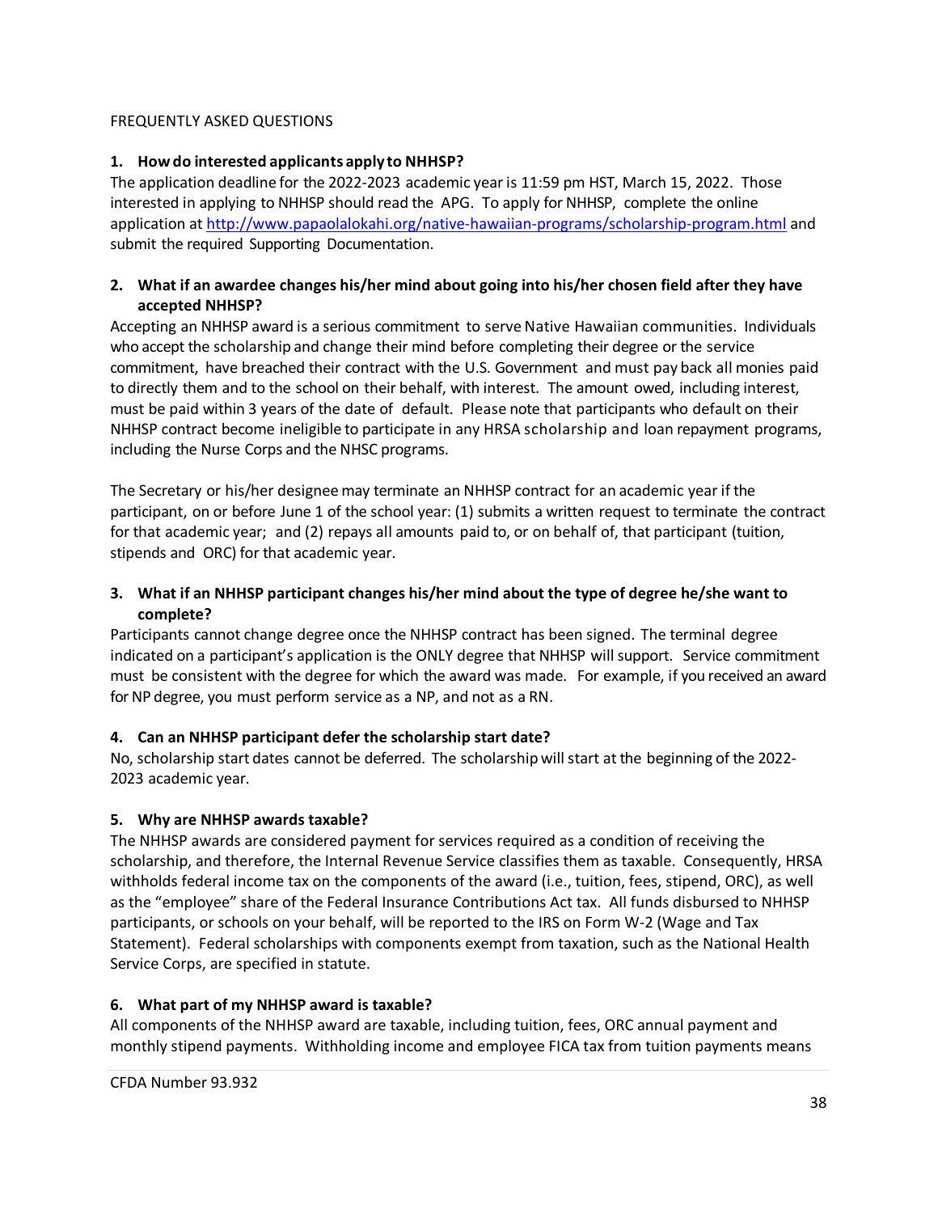FREQUENTLY ASKED QUESTIONS

**1. How do interested applicants apply to NHHSP?**

The application deadline for the 2022-2023 academic year is 11:59 pm HST, March 15, 2022. Those interested in applying to NHHSP should read the APG. To apply for NHHSP, complete the online application at http://www.papaolalokahi.org/native-hawaiian-programs/scholarship-program.html and submit the required Supporting Documentation.

**2. What if an awardee changes his/her mind about going into his/her chosen field after they have accepted NHHSP?**

Accepting an NHHSP award is a serious commitment to serve Native Hawaiian communities. Individuals who accept the scholarship and change their mind before completing their degree or the service commitment, have breached their contract with the U.S. Government and must pay back all monies paid to directly them and to the school on their behalf, with interest. The amount owed, including interest, must be paid within 3 years of the date of default. Please note that participants who default on their NHHSP contract become ineligible to participate in any HRSA scholarship and loan repayment programs, including the Nurse Corps and the NHSC programs.

The Secretary or his/her designee may terminate an NHHSP contract for an academic year if the participant, on or before June 1 of the school year: (1) submits a written request to terminate the contract for that academic year; and (2) repays all amounts paid to, or on behalf of, that participant (tuition, stipends and ORC) for that academic year.

**3. What if an NHHSP participant changes his/her mind about the type of degree he/she want to complete?**

Participants cannot change degree once the NHHSP contract has been signed. The terminal degree indicated on a participant's application is the ONLY degree that NHHSP will support. Service commitment must be consistent with the degree for which the award was made. For example, if you received an award for NP degree, you must perform service as a NP, and not as a RN.

**4. Can an NHHSP participant defer the scholarship start date?**

No, scholarship start dates cannot be deferred. The scholarship will start at the beginning of the 2022-2023 academic year.

**5. Why are NHHSP awards taxable?**

The NHHSP awards are considered payment for services required as a condition of receiving the scholarship, and therefore, the Internal Revenue Service classifies them as taxable. Consequently, HRSA withholds federal income tax on the components of the award (i.e., tuition, fees, stipend, ORC), as well as the "employee" share of the Federal Insurance Contributions Act tax. All funds disbursed to NHHSP participants, or schools on your behalf, will be reported to the IRS on Form W-2 (Wage and Tax Statement). Federal scholarships with components exempt from taxation, such as the National Health Service Corps, are specified in statute.

**6. What part of my NHHSP award is taxable?**

All components of the NHHSP award are taxable, including tuition, fees, ORC annual payment and monthly stipend payments. Withholding income and employee FICA tax from tuition payments means

CFDA Number 93.932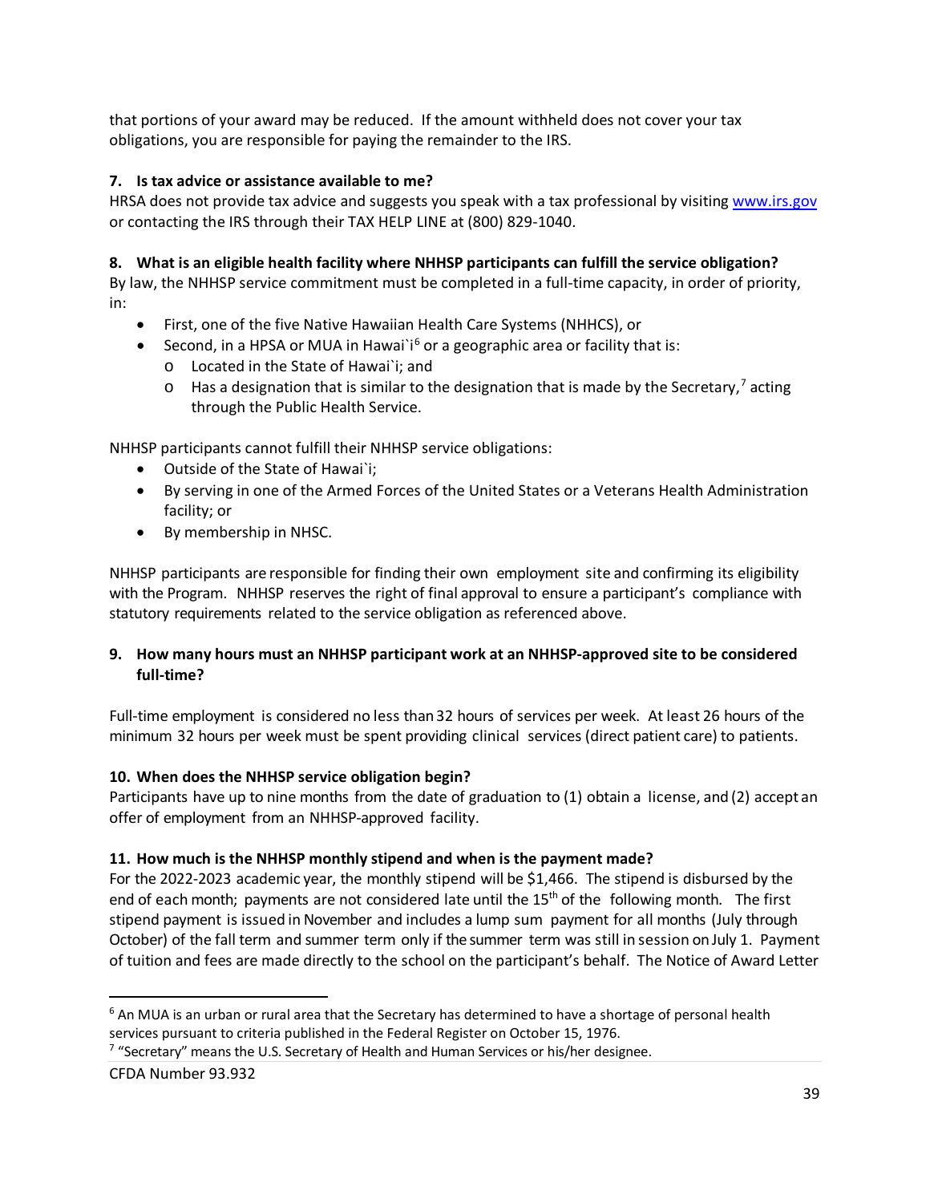that portions of your award may be reduced. If the amount withheld does not cover your tax obligations, you are responsible for paying the remainder to the IRS.

**7. Is tax advice or assistance available to me?**

HRSA does not provide tax advice and suggests you speak with a tax professional by visiting www.irs.gov or contacting the IRS through their TAX HELP LINE at (800) 829-1040.

**8. What is an eligible health facility where NHHSP participants can fulfill the service obligation?**

By law, the NHHSP service commitment must be completed in a full-time capacity, in order of priority, in:

- First, one of the five Native Hawaiian Health Care Systems (NHHCS), or
- Second, in a HPSA or MUA in Hawai`i[6] or a geographic area or facility that is:
  - Located in the State of Hawai`i; and
  - Has a designation that is similar to the designation that is made by the Secretary,[7] acting through the Public Health Service.

NHHSP participants cannot fulfill their NHHSP service obligations:

- Outside of the State of Hawai`i;
- By serving in one of the Armed Forces of the United States or a Veterans Health Administration facility; or
- By membership in NHSC.

NHHSP participants are responsible for finding their own employment site and confirming its eligibility with the Program. NHHSP reserves the right of final approval to ensure a participant's compliance with statutory requirements related to the service obligation as referenced above.

**9. How many hours must an NHHSP participant work at an NHHSP-approved site to be considered full-time?**

Full-time employment is considered no less than 32 hours of services per week. At least 26 hours of the minimum 32 hours per week must be spent providing clinical services (direct patient care) to patients.

**10. When does the NHHSP service obligation begin?**

Participants have up to nine months from the date of graduation to (1) obtain a license, and (2) accept an offer of employment from an NHHSP-approved facility.

**11. How much is the NHHSP monthly stipend and when is the payment made?**

For the 2022-2023 academic year, the monthly stipend will be $1,466. The stipend is disbursed by the end of each month; payments are not considered late until the 15th of the following month. The first stipend payment is issued in November and includes a lump sum payment for all months (July through October) of the fall term and summer term only if the summer term was still in session on July 1. Payment of tuition and fees are made directly to the school on the participant's behalf. The Notice of Award Letter

[6] An MUA is an urban or rural area that the Secretary has determined to have a shortage of personal health services pursuant to criteria published in the Federal Register on October 15, 1976.

[7] "Secretary" means the U.S. Secretary of Health and Human Services or his/her designee.

CFDA Number 93.932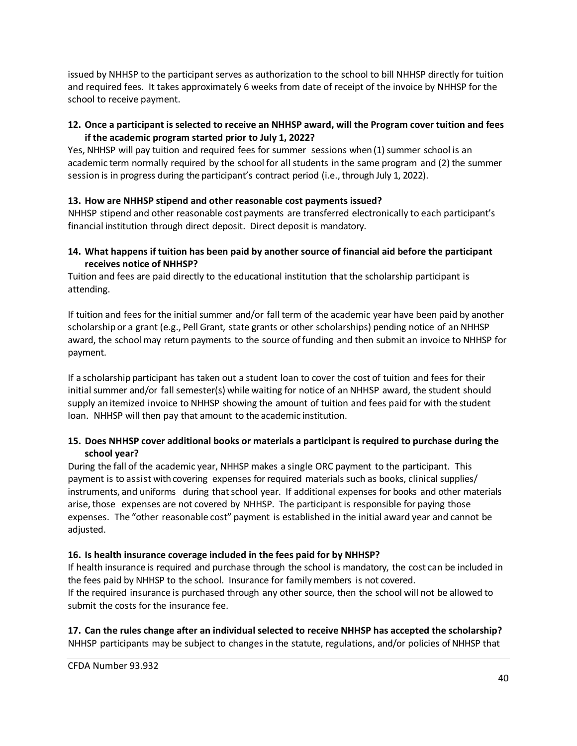issued by NHHSP to the participant serves as authorization to the school to bill NHHSP directly for tuition and required fees. It takes approximately 6 weeks from date of receipt of the invoice by NHHSP for the school to receive payment.

**12. Once a participant is selected to receive an NHHSP award, will the Program cover tuition and fees if the academic program started prior to July 1, 2022?**

Yes, NHHSP will pay tuition and required fees for summer sessions when (1) summer school is an academic term normally required by the school for all students in the same program and (2) the summer session is in progress during the participant's contract period (i.e., through July 1, 2022).

**13. How are NHHSP stipend and other reasonable cost payments issued?**

NHHSP stipend and other reasonable cost payments are transferred electronically to each participant's financial institution through direct deposit. Direct deposit is mandatory.

**14. What happens if tuition has been paid by another source of financial aid before the participant receives notice of NHHSP?**

Tuition and fees are paid directly to the educational institution that the scholarship participant is attending.

If tuition and fees for the initial summer and/or fall term of the academic year have been paid by another scholarship or a grant (e.g., Pell Grant, state grants or other scholarships) pending notice of an NHHSP award, the school may return payments to the source of funding and then submit an invoice to NHHSP for payment.

If a scholarship participant has taken out a student loan to cover the cost of tuition and fees for their initial summer and/or fall semester(s) while waiting for notice of an NHHSP award, the student should supply an itemized invoice to NHHSP showing the amount of tuition and fees paid for with the student loan. NHHSP will then pay that amount to the academic institution.

**15. Does NHHSP cover additional books or materials a participant is required to purchase during the school year?**

During the fall of the academic year, NHHSP makes a single ORC payment to the participant. This payment is to assist with covering expenses for required materials such as books, clinical supplies/ instruments, and uniforms during that school year. If additional expenses for books and other materials arise, those expenses are not covered by NHHSP. The participant is responsible for paying those expenses. The "other reasonable cost" payment is established in the initial award year and cannot be adjusted.

**16. Is health insurance coverage included in the fees paid for by NHHSP?**

If health insurance is required and purchase through the school is mandatory, the cost can be included in the fees paid by NHHSP to the school. Insurance for family members is not covered.

If the required insurance is purchased through any other source, then the school will not be allowed to submit the costs for the insurance fee.

**17. Can the rules change after an individual selected to receive NHHSP has accepted the scholarship?**

NHHSP participants may be subject to changes in the statute, regulations, and/or policies of NHHSP that

CFDA Number 93.932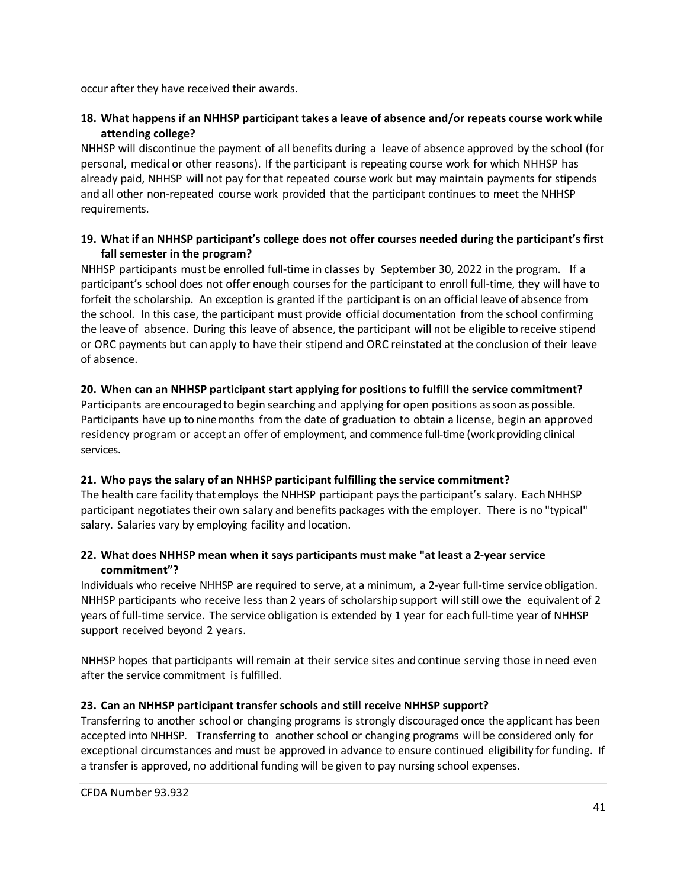occur after they have received their awards.

**18. What happens if an NHHSP participant takes a leave of absence and/or repeats course work while attending college?**

NHHSP will discontinue the payment of all benefits during a leave of absence approved by the school (for personal, medical or other reasons). If the participant is repeating course work for which NHHSP has already paid, NHHSP will not pay for that repeated course work but may maintain payments for stipends and all other non-repeated course work provided that the participant continues to meet the NHHSP requirements.

**19. What if an NHHSP participant's college does not offer courses needed during the participant's first fall semester in the program?**

NHHSP participants must be enrolled full-time in classes by September 30, 2022 in the program. If a participant's school does not offer enough courses for the participant to enroll full-time, they will have to forfeit the scholarship. An exception is granted if the participant is on an official leave of absence from the school. In this case, the participant must provide official documentation from the school confirming the leave of absence. During this leave of absence, the participant will not be eligible to receive stipend or ORC payments but can apply to have their stipend and ORC reinstated at the conclusion of their leave of absence.

**20. When can an NHHSP participant start applying for positions to fulfill the service commitment?**

Participants are encouraged to begin searching and applying for open positions as soon as possible. Participants have up to nine months from the date of graduation to obtain a license, begin an approved residency program or accept an offer of employment, and commence full-time (work providing clinical services.

**21. Who pays the salary of an NHHSP participant fulfilling the service commitment?**

The health care facility that employs the NHHSP participant pays the participant's salary. Each NHHSP participant negotiates their own salary and benefits packages with the employer. There is no "typical" salary. Salaries vary by employing facility and location.

**22. What does NHHSP mean when it says participants must make "at least a 2-year service commitment"?**

Individuals who receive NHHSP are required to serve, at a minimum, a 2-year full-time service obligation. NHHSP participants who receive less than 2 years of scholarship support will still owe the equivalent of 2 years of full-time service. The service obligation is extended by 1 year for each full-time year of NHHSP support received beyond 2 years.

NHHSP hopes that participants will remain at their service sites and continue serving those in need even after the service commitment is fulfilled.

**23. Can an NHHSP participant transfer schools and still receive NHHSP support?**

Transferring to another school or changing programs is strongly discouraged once the applicant has been accepted into NHHSP. Transferring to another school or changing programs will be considered only for exceptional circumstances and must be approved in advance to ensure continued eligibility for funding. If a transfer is approved, no additional funding will be given to pay nursing school expenses.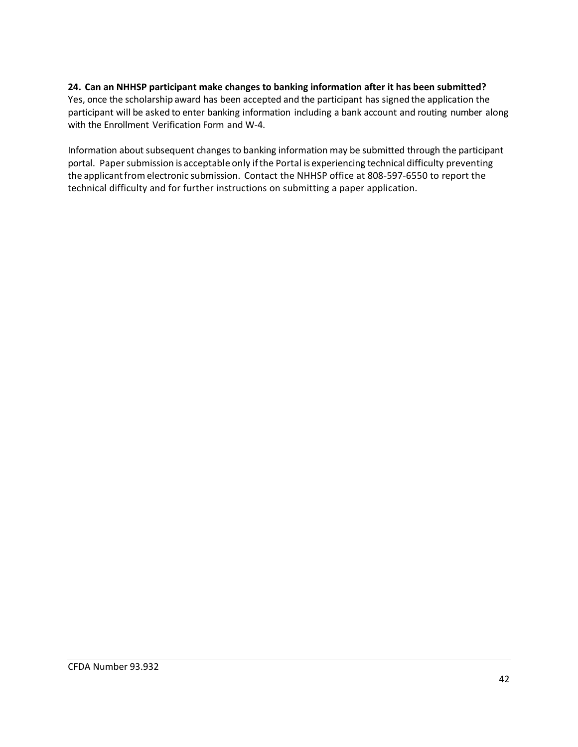**24. Can an NHHSP participant make changes to banking information after it has been submitted?**

Yes, once the scholarship award has been accepted and the participant has signed the application the participant will be asked to enter banking information including a bank account and routing number along with the Enrollment Verification Form and W-4.

Information about subsequent changes to banking information may be submitted through the participant portal. Paper submission is acceptable only if the Portal is experiencing technical difficulty preventing the applicant from electronic submission. Contact the NHHSP office at 808-597-6550 to report the technical difficulty and for further instructions on submitting a paper application.

CFDA Number 93.932